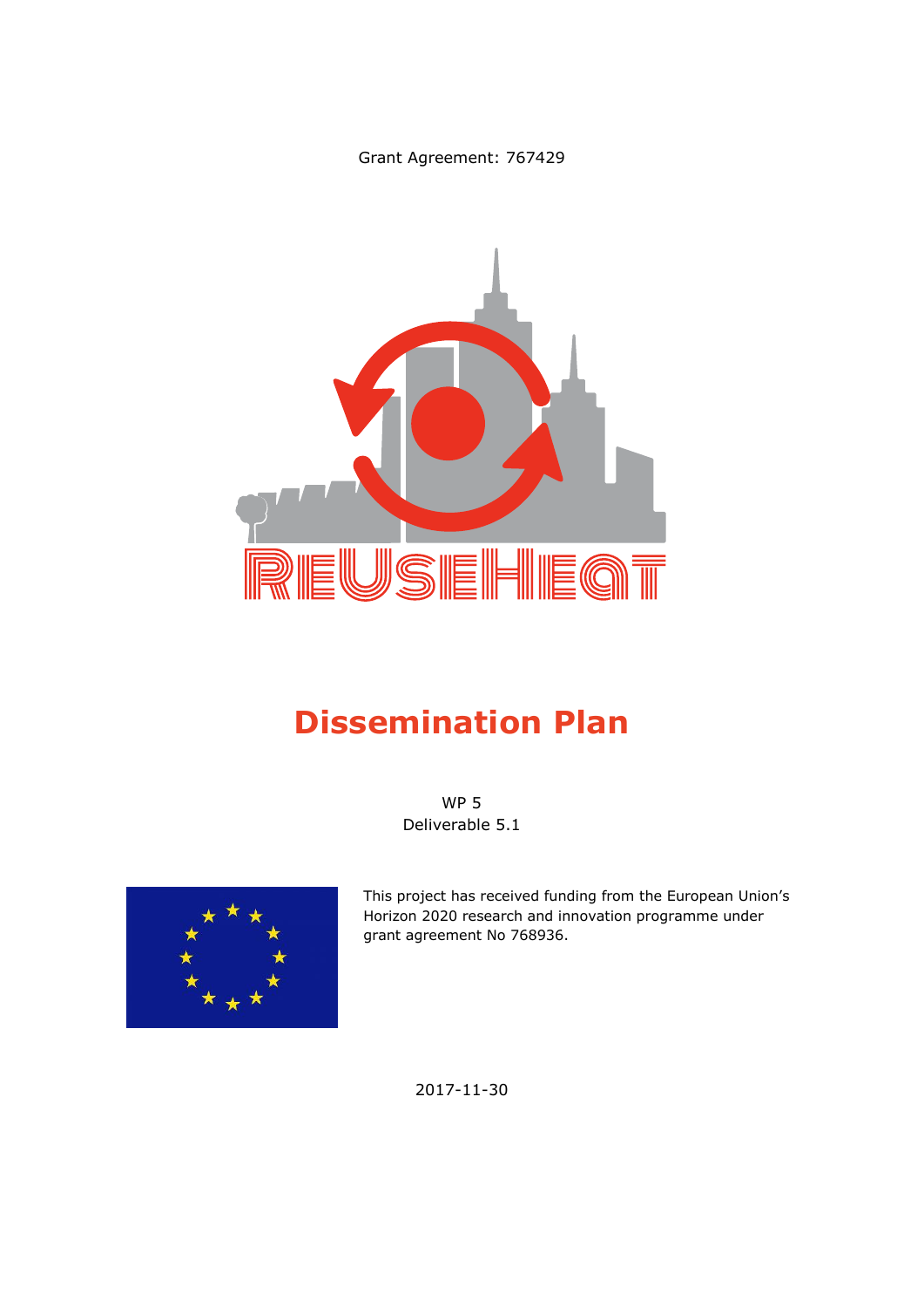Grant Agreement: 767429

REUSEHEAT

# Dissemination Plan

WP 5
Deliverable 5.1

This project has received funding from the European Union's Horizon 2020 research and innovation programme under grant agreement No 768936.

2017-11-30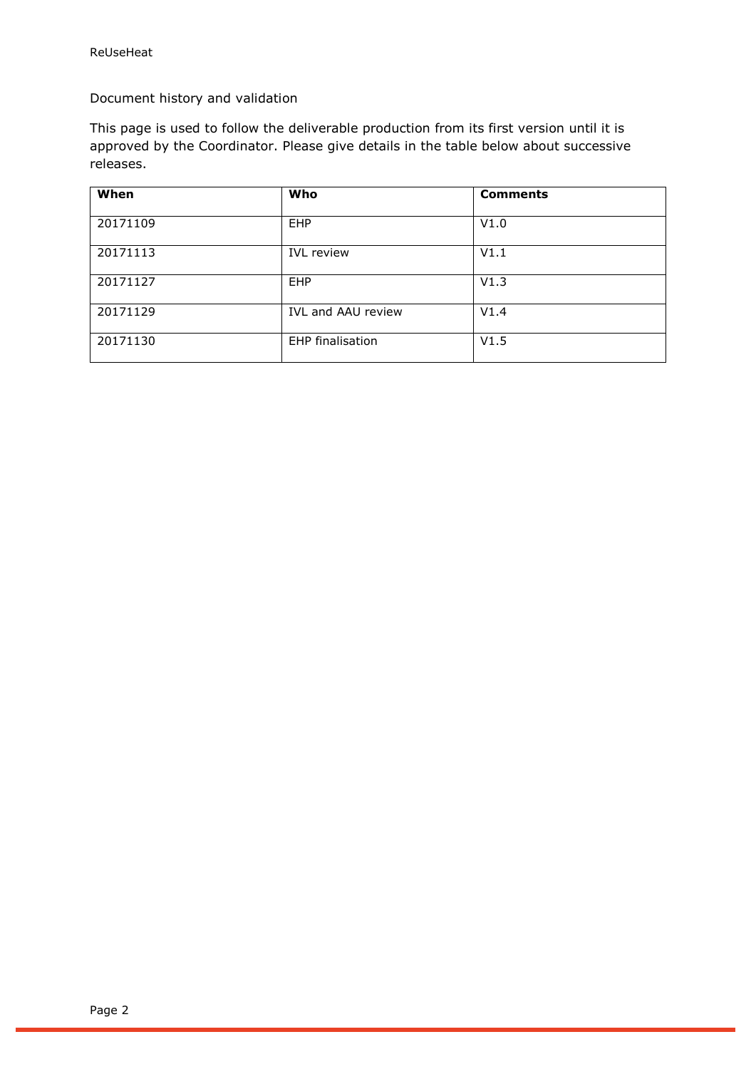Document history and validation

This page is used to follow the deliverable production from its first version until it is approved by the Coordinator. Please give details in the table below about successive releases.

| When | Who | Comments |
| --- | --- | --- |
| 20171109 | EHP | V1.0 |
| 20171113 | IVL review | V1.1 |
| 20171127 | EHP | V1.3 |
| 20171129 | IVL and AAU review | V1.4 |
| 20171130 | EHP finalisation | V1.5 |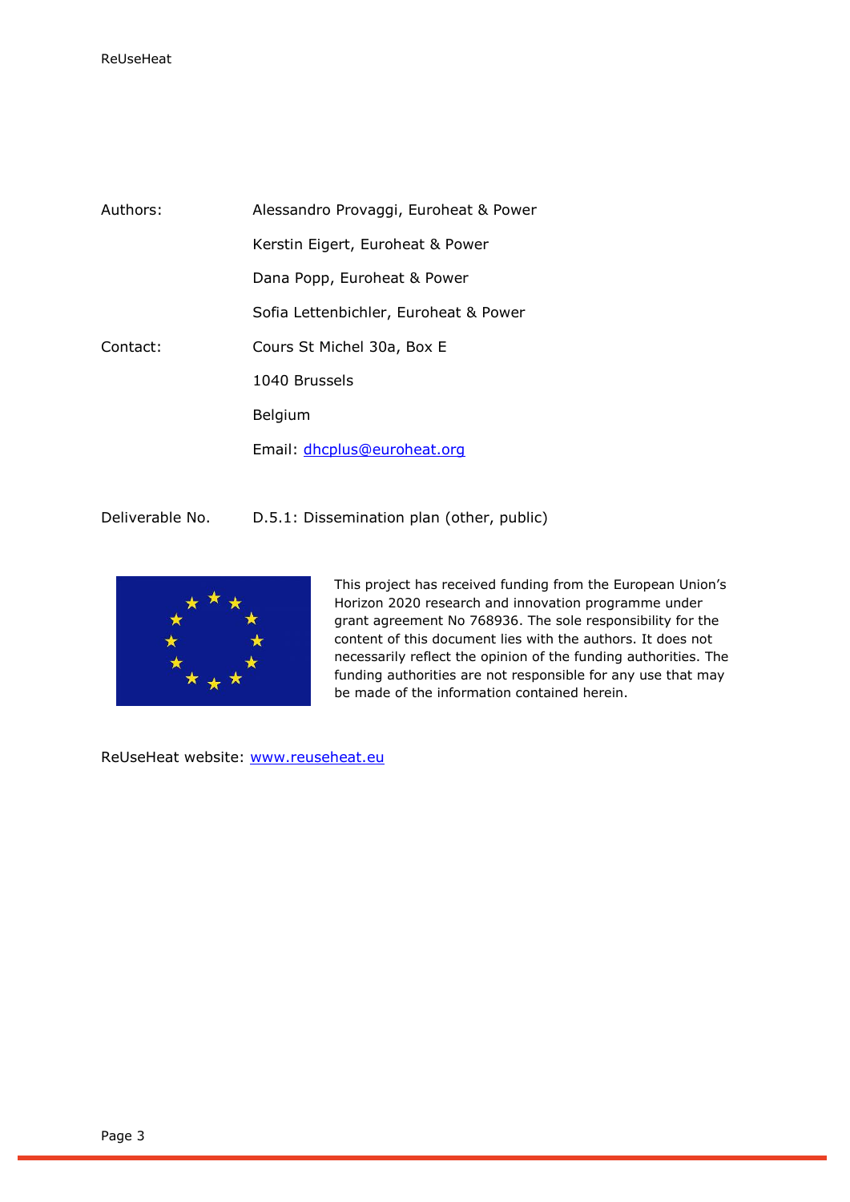| | |
|---|---|
| Authors: | Alessandro Provaggi, Euroheat & Power |
| | Kerstin Eigert, Euroheat & Power |
| | Dana Popp, Euroheat & Power |
| | Sofia Lettenbichler, Euroheat & Power |
| Contact: | Cours St Michel 30a, Box E |
| | 1040 Brussels |
| | Belgium |
| | Email: [dhcplus@euroheat.org](mailto:dhcplus@euroheat.org) |

Deliverable No. D.5.1: Dissemination plan (other, public)

This project has received funding from the European Union's Horizon 2020 research and innovation programme under grant agreement No 768936. The sole responsibility for the content of this document lies with the authors. It does not necessarily reflect the opinion of the funding authorities. The funding authorities are not responsible for any use that may be made of the information contained herein.

ReUseHeat website: [www.reuseheat.eu](http://www.reuseheat.eu)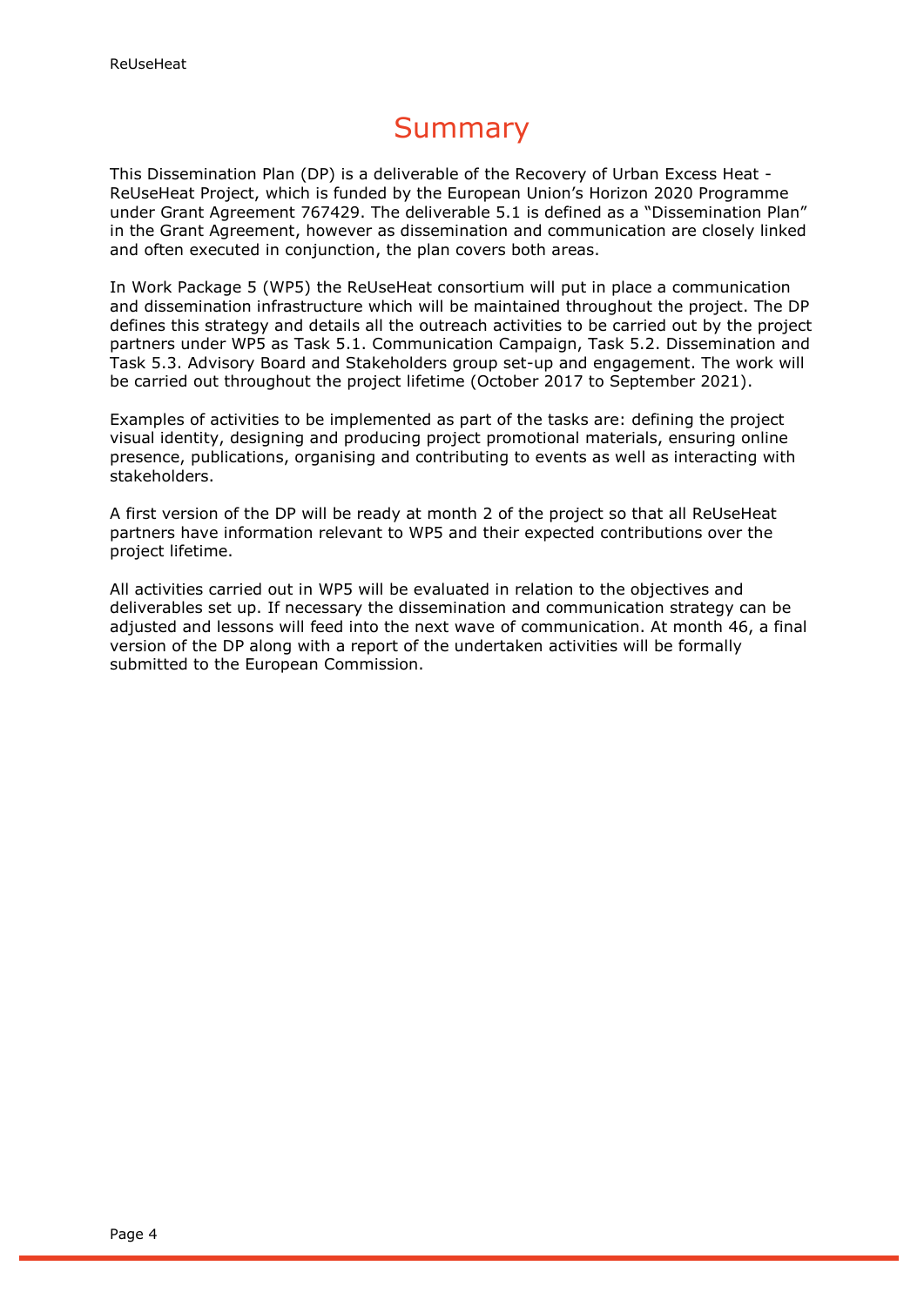# Summary

This Dissemination Plan (DP) is a deliverable of the Recovery of Urban Excess Heat - ReUseHeat Project, which is funded by the European Union's Horizon 2020 Programme under Grant Agreement 767429. The deliverable 5.1 is defined as a "Dissemination Plan" in the Grant Agreement, however as dissemination and communication are closely linked and often executed in conjunction, the plan covers both areas.

In Work Package 5 (WP5) the ReUseHeat consortium will put in place a communication and dissemination infrastructure which will be maintained throughout the project. The DP defines this strategy and details all the outreach activities to be carried out by the project partners under WP5 as Task 5.1. Communication Campaign, Task 5.2. Dissemination and Task 5.3. Advisory Board and Stakeholders group set-up and engagement. The work will be carried out throughout the project lifetime (October 2017 to September 2021).

Examples of activities to be implemented as part of the tasks are: defining the project visual identity, designing and producing project promotional materials, ensuring online presence, publications, organising and contributing to events as well as interacting with stakeholders.

A first version of the DP will be ready at month 2 of the project so that all ReUseHeat partners have information relevant to WP5 and their expected contributions over the project lifetime.

All activities carried out in WP5 will be evaluated in relation to the objectives and deliverables set up. If necessary the dissemination and communication strategy can be adjusted and lessons will feed into the next wave of communication. At month 46, a final version of the DP along with a report of the undertaken activities will be formally submitted to the European Commission.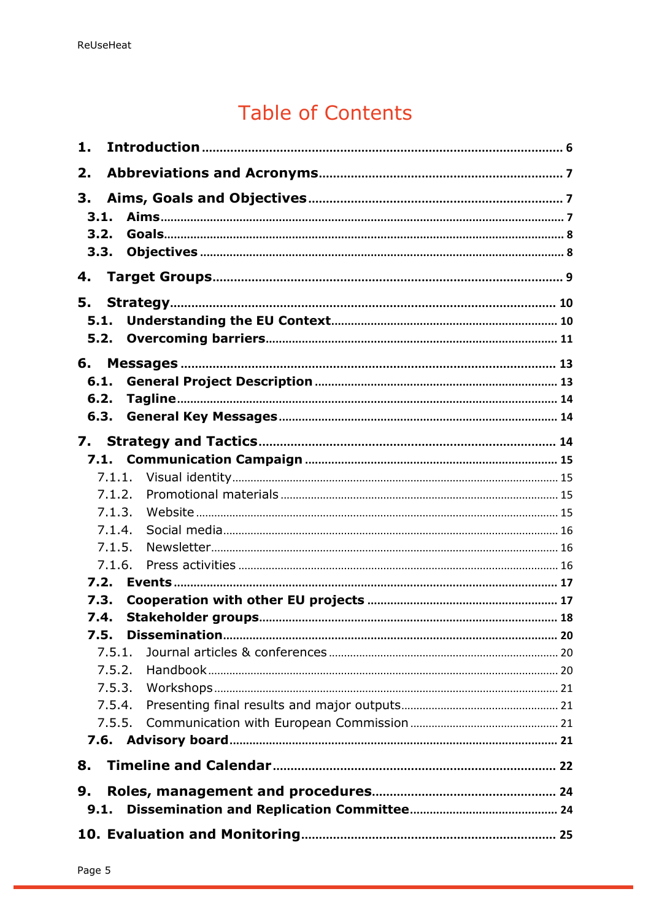# Table of Contents

**1. Introduction** ........ 6

**2. Abbreviations and Acronyms** ........ 7

**3. Aims, Goals and Objectives** ........ 7

- **3.1. Aims** ........ 7
- **3.2. Goals** ........ 8
- **3.3. Objectives** ........ 8

**4. Target Groups** ........ 9

**5. Strategy** ........ 10

- **5.1. Understanding the EU Context** ........ 10
- **5.2. Overcoming barriers** ........ 11

**6. Messages** ........ 13

- **6.1. General Project Description** ........ 13
- **6.2. Tagline** ........ 14
- **6.3. General Key Messages** ........ 14

**7. Strategy and Tactics** ........ 14

- **7.1. Communication Campaign** ........ 15
  - 7.1.1. Visual identity ........ 15
  - 7.1.2. Promotional materials ........ 15
  - 7.1.3. Website ........ 15
  - 7.1.4. Social media ........ 16
  - 7.1.5. Newsletter ........ 16
  - 7.1.6. Press activities ........ 16
- **7.2. Events** ........ 17
- **7.3. Cooperation with other EU projects** ........ 17
- **7.4. Stakeholder groups** ........ 18
- **7.5. Dissemination** ........ 20
  - 7.5.1. Journal articles & conferences ........ 20
  - 7.5.2. Handbook ........ 20
  - 7.5.3. Workshops ........ 21
  - 7.5.4. Presenting final results and major outputs ........ 21
  - 7.5.5. Communication with European Commission ........ 21
- **7.6. Advisory board** ........ 21

**8. Timeline and Calendar** ........ 22

**9. Roles, management and procedures** ........ 24

- **9.1. Dissemination and Replication Committee** ........ 24

**10. Evaluation and Monitoring** ........ 25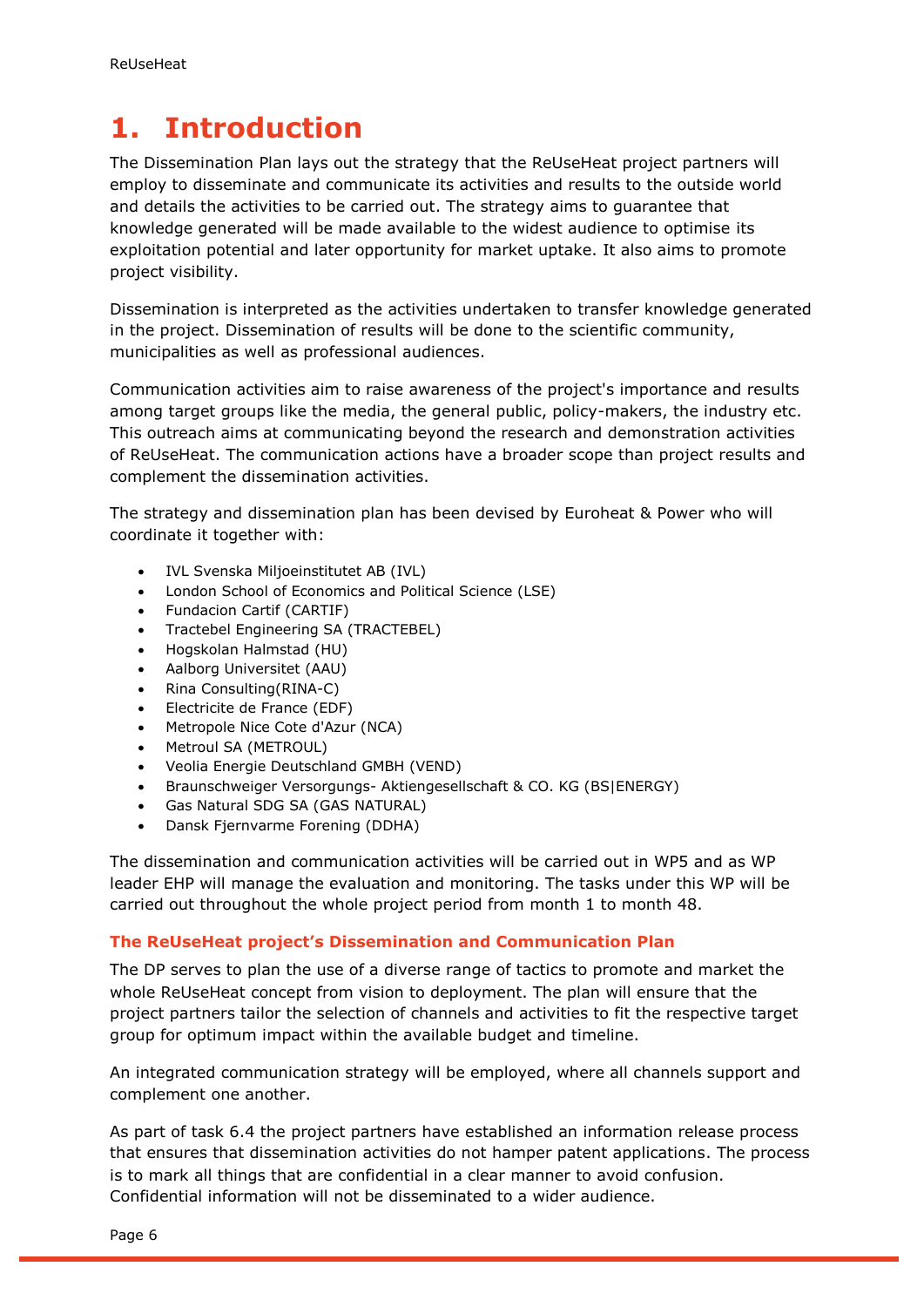# 1. Introduction

The Dissemination Plan lays out the strategy that the ReUseHeat project partners will employ to disseminate and communicate its activities and results to the outside world and details the activities to be carried out. The strategy aims to guarantee that knowledge generated will be made available to the widest audience to optimise its exploitation potential and later opportunity for market uptake. It also aims to promote project visibility.

Dissemination is interpreted as the activities undertaken to transfer knowledge generated in the project. Dissemination of results will be done to the scientific community, municipalities as well as professional audiences.

Communication activities aim to raise awareness of the project's importance and results among target groups like the media, the general public, policy-makers, the industry etc. This outreach aims at communicating beyond the research and demonstration activities of ReUseHeat. The communication actions have a broader scope than project results and complement the dissemination activities.

The strategy and dissemination plan has been devised by Euroheat & Power who will coordinate it together with:

- IVL Svenska Miljoeinstitutet AB (IVL)
- London School of Economics and Political Science (LSE)
- Fundacion Cartif (CARTIF)
- Tractebel Engineering SA (TRACTEBEL)
- Hogskolan Halmstad (HU)
- Aalborg Universitet (AAU)
- Rina Consulting(RINA-C)
- Electricite de France (EDF)
- Metropole Nice Cote d'Azur (NCA)
- Metroul SA (METROUL)
- Veolia Energie Deutschland GMBH (VEND)
- Braunschweiger Versorgungs- Aktiengesellschaft & CO. KG (BS|ENERGY)
- Gas Natural SDG SA (GAS NATURAL)
- Dansk Fjernvarme Forening (DDHA)

The dissemination and communication activities will be carried out in WP5 and as WP leader EHP will manage the evaluation and monitoring. The tasks under this WP will be carried out throughout the whole project period from month 1 to month 48.

### The ReUseHeat project's Dissemination and Communication Plan

The DP serves to plan the use of a diverse range of tactics to promote and market the whole ReUseHeat concept from vision to deployment. The plan will ensure that the project partners tailor the selection of channels and activities to fit the respective target group for optimum impact within the available budget and timeline.

An integrated communication strategy will be employed, where all channels support and complement one another.

As part of task 6.4 the project partners have established an information release process that ensures that dissemination activities do not hamper patent applications. The process is to mark all things that are confidential in a clear manner to avoid confusion. Confidential information will not be disseminated to a wider audience.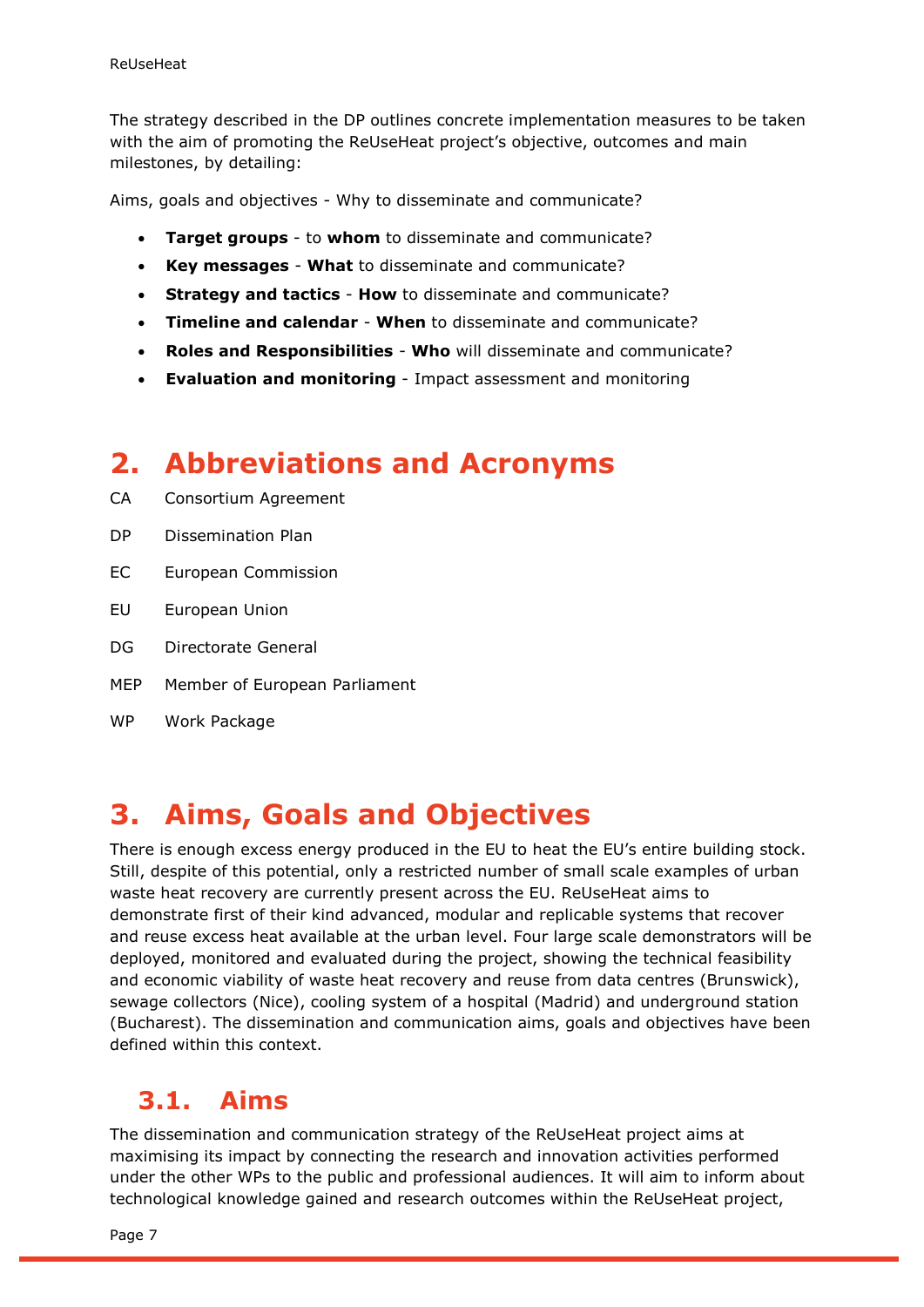The strategy described in the DP outlines concrete implementation measures to be taken with the aim of promoting the ReUseHeat project's objective, outcomes and main milestones, by detailing:

Aims, goals and objectives - Why to disseminate and communicate?

- **Target groups** - to **whom** to disseminate and communicate?
- **Key messages** - **What** to disseminate and communicate?
- **Strategy and tactics** - **How** to disseminate and communicate?
- **Timeline and calendar** - **When** to disseminate and communicate?
- **Roles and Responsibilities** - **Who** will disseminate and communicate?
- **Evaluation and monitoring** - Impact assessment and monitoring

# 2. Abbreviations and Acronyms

CA Consortium Agreement

DP Dissemination Plan

EC European Commission

EU European Union

DG Directorate General

MEP Member of European Parliament

WP Work Package

# 3. Aims, Goals and Objectives

There is enough excess energy produced in the EU to heat the EU's entire building stock. Still, despite of this potential, only a restricted number of small scale examples of urban waste heat recovery are currently present across the EU. ReUseHeat aims to demonstrate first of their kind advanced, modular and replicable systems that recover and reuse excess heat available at the urban level. Four large scale demonstrators will be deployed, monitored and evaluated during the project, showing the technical feasibility and economic viability of waste heat recovery and reuse from data centres (Brunswick), sewage collectors (Nice), cooling system of a hospital (Madrid) and underground station (Bucharest). The dissemination and communication aims, goals and objectives have been defined within this context.

## 3.1. Aims

The dissemination and communication strategy of the ReUseHeat project aims at maximising its impact by connecting the research and innovation activities performed under the other WPs to the public and professional audiences. It will aim to inform about technological knowledge gained and research outcomes within the ReUseHeat project,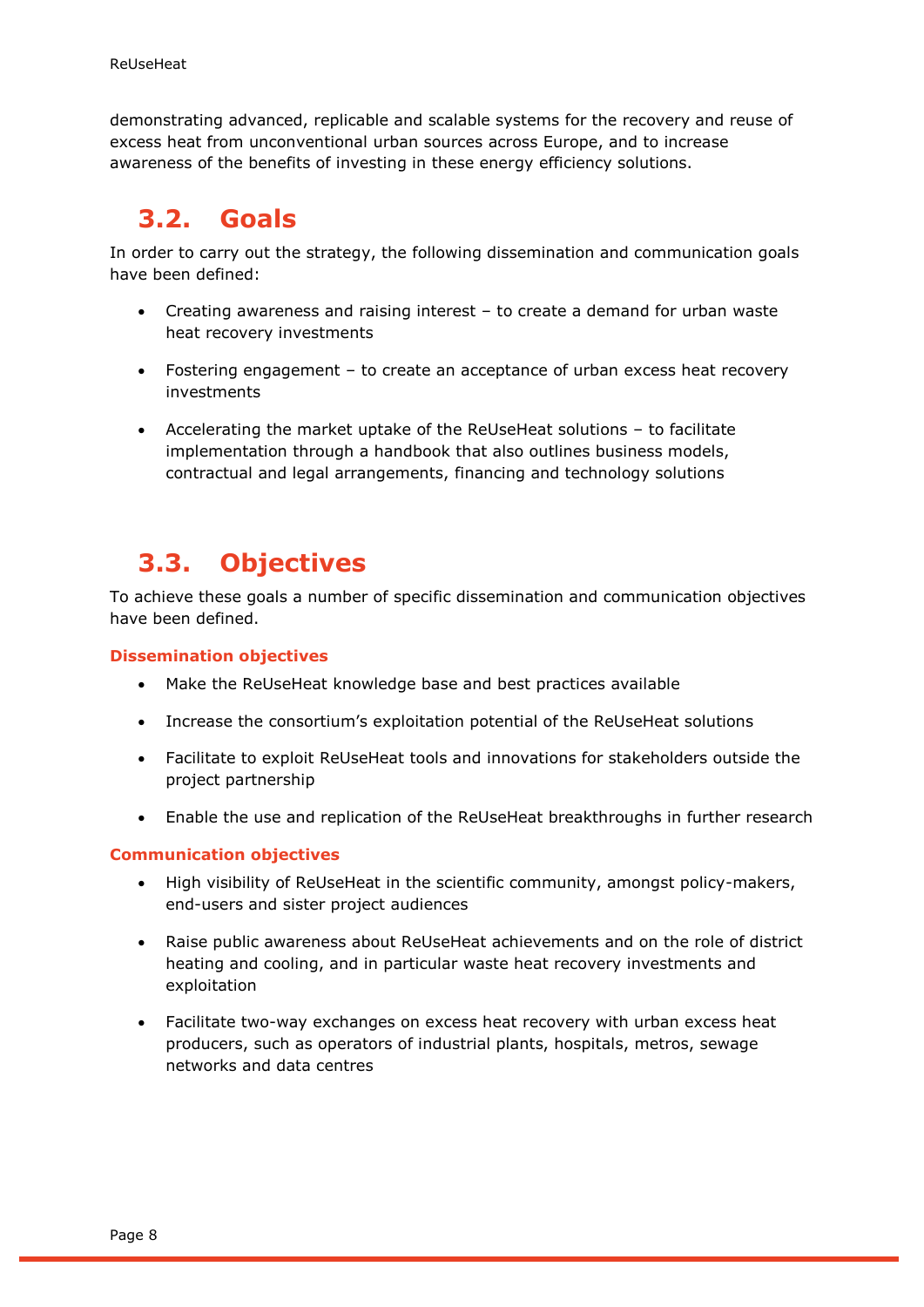demonstrating advanced, replicable and scalable systems for the recovery and reuse of excess heat from unconventional urban sources across Europe, and to increase awareness of the benefits of investing in these energy efficiency solutions.

## 3.2. Goals

In order to carry out the strategy, the following dissemination and communication goals have been defined:

- Creating awareness and raising interest – to create a demand for urban waste heat recovery investments
- Fostering engagement – to create an acceptance of urban excess heat recovery investments
- Accelerating the market uptake of the ReUseHeat solutions – to facilitate implementation through a handbook that also outlines business models, contractual and legal arrangements, financing and technology solutions

## 3.3. Objectives

To achieve these goals a number of specific dissemination and communication objectives have been defined.

#### Dissemination objectives

- Make the ReUseHeat knowledge base and best practices available
- Increase the consortium's exploitation potential of the ReUseHeat solutions
- Facilitate to exploit ReUseHeat tools and innovations for stakeholders outside the project partnership
- Enable the use and replication of the ReUseHeat breakthroughs in further research

#### Communication objectives

- High visibility of ReUseHeat in the scientific community, amongst policy-makers, end-users and sister project audiences
- Raise public awareness about ReUseHeat achievements and on the role of district heating and cooling, and in particular waste heat recovery investments and exploitation
- Facilitate two-way exchanges on excess heat recovery with urban excess heat producers, such as operators of industrial plants, hospitals, metros, sewage networks and data centres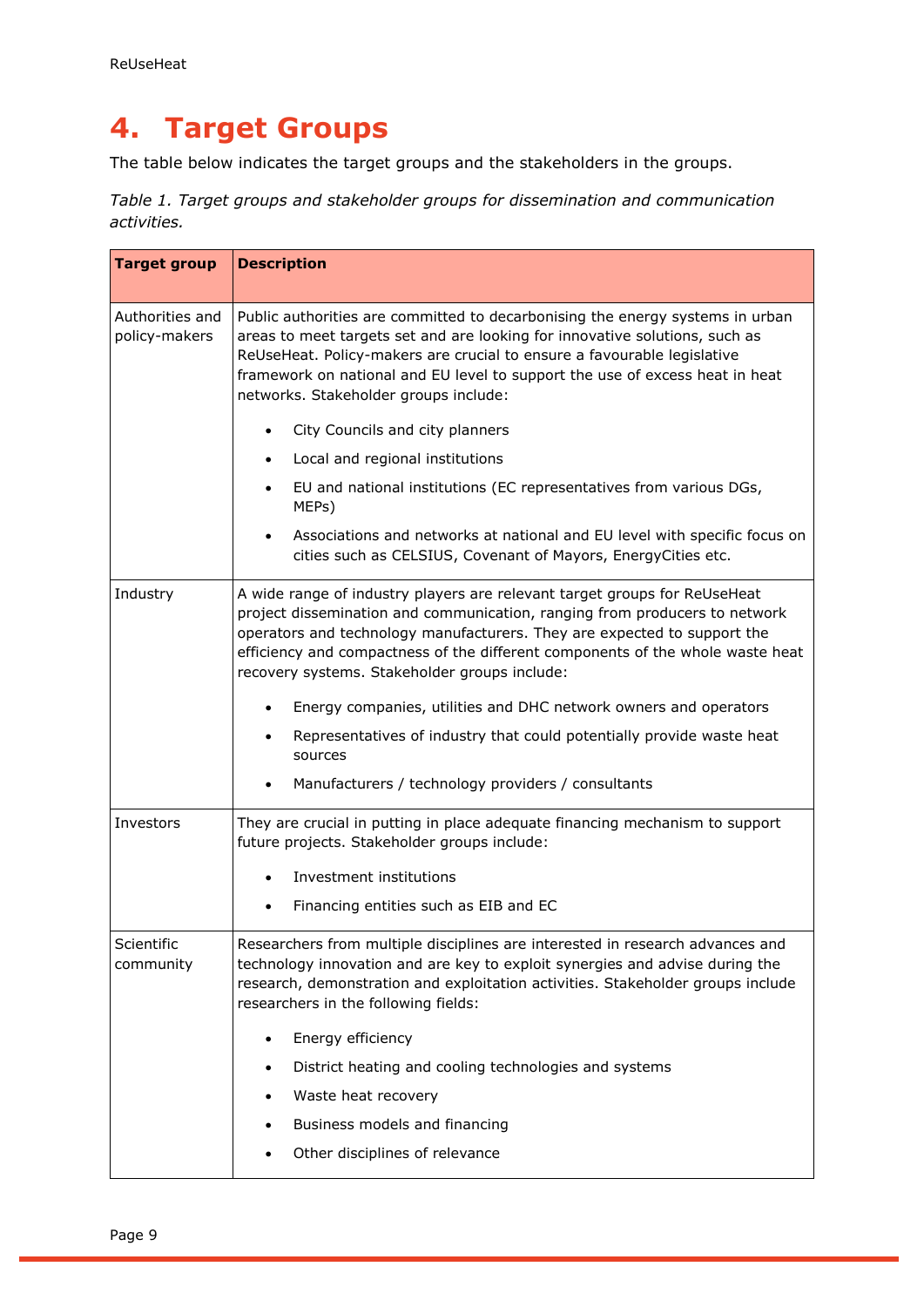# 4. Target Groups

The table below indicates the target groups and the stakeholders in the groups.

*Table 1. Target groups and stakeholder groups for dissemination and communication activities.*

| Target group | Description |
|---|---|
| Authorities and policy-makers | Public authorities are committed to decarbonising the energy systems in urban areas to meet targets set and are looking for innovative solutions, such as ReUseHeat. Policy-makers are crucial to ensure a favourable legislative framework on national and EU level to support the use of excess heat in heat networks. Stakeholder groups include:<br>• City Councils and city planners<br>• Local and regional institutions<br>• EU and national institutions (EC representatives from various DGs, MEPs)<br>• Associations and networks at national and EU level with specific focus on cities such as CELSIUS, Covenant of Mayors, EnergyCities etc. |
| Industry | A wide range of industry players are relevant target groups for ReUseHeat project dissemination and communication, ranging from producers to network operators and technology manufacturers. They are expected to support the efficiency and compactness of the different components of the whole waste heat recovery systems. Stakeholder groups include:<br>• Energy companies, utilities and DHC network owners and operators<br>• Representatives of industry that could potentially provide waste heat sources<br>• Manufacturers / technology providers / consultants |
| Investors | They are crucial in putting in place adequate financing mechanism to support future projects. Stakeholder groups include:<br>• Investment institutions<br>• Financing entities such as EIB and EC |
| Scientific community | Researchers from multiple disciplines are interested in research advances and technology innovation and are key to exploit synergies and advise during the research, demonstration and exploitation activities. Stakeholder groups include researchers in the following fields:<br>• Energy efficiency<br>• District heating and cooling technologies and systems<br>• Waste heat recovery<br>• Business models and financing<br>• Other disciplines of relevance |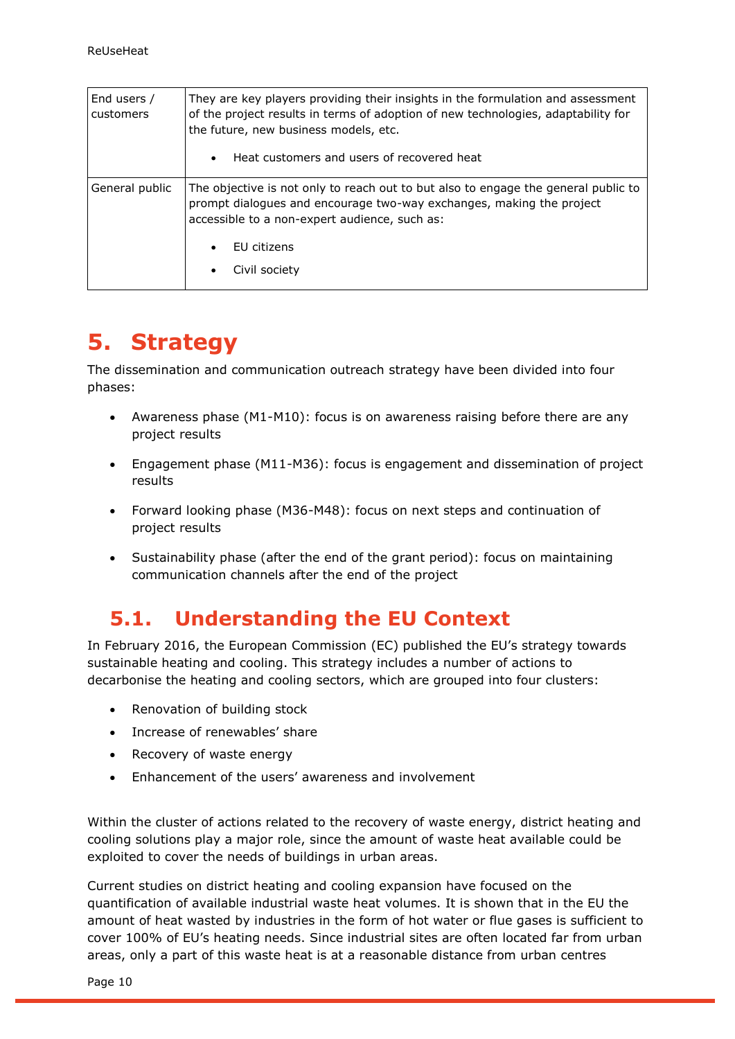| | |
|---|---|
| End users / customers | They are key players providing their insights in the formulation and assessment of the project results in terms of adoption of new technologies, adaptability for the future, new business models, etc.<br><br>• Heat customers and users of recovered heat |
| General public | The objective is not only to reach out to but also to engage the general public to prompt dialogues and encourage two-way exchanges, making the project accessible to a non-expert audience, such as:<br><br>• EU citizens<br>• Civil society |

# 5. Strategy

The dissemination and communication outreach strategy have been divided into four phases:

- Awareness phase (M1-M10): focus is on awareness raising before there are any project results
- Engagement phase (M11-M36): focus is engagement and dissemination of project results
- Forward looking phase (M36-M48): focus on next steps and continuation of project results
- Sustainability phase (after the end of the grant period): focus on maintaining communication channels after the end of the project

## 5.1. Understanding the EU Context

In February 2016, the European Commission (EC) published the EU's strategy towards sustainable heating and cooling. This strategy includes a number of actions to decarbonise the heating and cooling sectors, which are grouped into four clusters:

- Renovation of building stock
- Increase of renewables' share
- Recovery of waste energy
- Enhancement of the users' awareness and involvement

Within the cluster of actions related to the recovery of waste energy, district heating and cooling solutions play a major role, since the amount of waste heat available could be exploited to cover the needs of buildings in urban areas.

Current studies on district heating and cooling expansion have focused on the quantification of available industrial waste heat volumes. It is shown that in the EU the amount of heat wasted by industries in the form of hot water or flue gases is sufficient to cover 100% of EU's heating needs. Since industrial sites are often located far from urban areas, only a part of this waste heat is at a reasonable distance from urban centres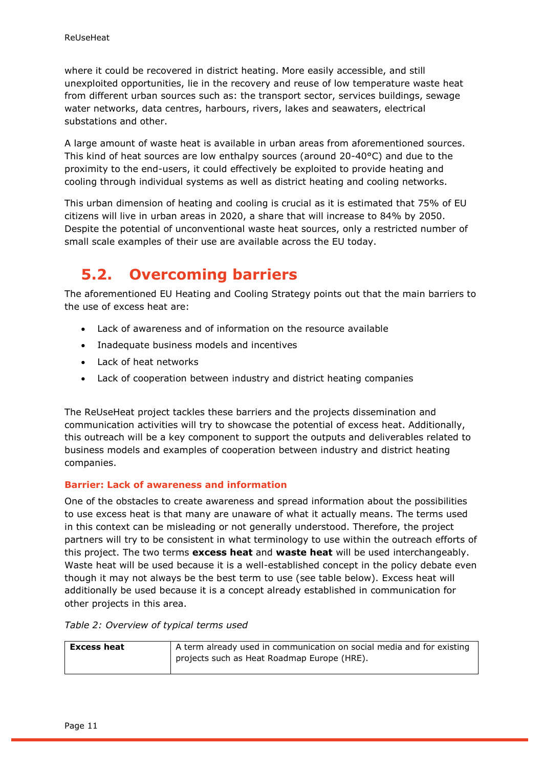where it could be recovered in district heating. More easily accessible, and still unexploited opportunities, lie in the recovery and reuse of low temperature waste heat from different urban sources such as: the transport sector, services buildings, sewage water networks, data centres, harbours, rivers, lakes and seawaters, electrical substations and other.

A large amount of waste heat is available in urban areas from aforementioned sources. This kind of heat sources are low enthalpy sources (around 20-40°C) and due to the proximity to the end-users, it could effectively be exploited to provide heating and cooling through individual systems as well as district heating and cooling networks.

This urban dimension of heating and cooling is crucial as it is estimated that 75% of EU citizens will live in urban areas in 2020, a share that will increase to 84% by 2050. Despite the potential of unconventional waste heat sources, only a restricted number of small scale examples of their use are available across the EU today.

## 5.2. Overcoming barriers

The aforementioned EU Heating and Cooling Strategy points out that the main barriers to the use of excess heat are:

- Lack of awareness and of information on the resource available
- Inadequate business models and incentives
- Lack of heat networks
- Lack of cooperation between industry and district heating companies

The ReUseHeat project tackles these barriers and the projects dissemination and communication activities will try to showcase the potential of excess heat. Additionally, this outreach will be a key component to support the outputs and deliverables related to business models and examples of cooperation between industry and district heating companies.

### Barrier: Lack of awareness and information

One of the obstacles to create awareness and spread information about the possibilities to use excess heat is that many are unaware of what it actually means. The terms used in this context can be misleading or not generally understood. Therefore, the project partners will try to be consistent in what terminology to use within the outreach efforts of this project. The two terms **excess heat** and **waste heat** will be used interchangeably. Waste heat will be used because it is a well-established concept in the policy debate even though it may not always be the best term to use (see table below). Excess heat will additionally be used because it is a concept already established in communication for other projects in this area.

*Table 2: Overview of typical terms used*

| | |
|---|---|
| **Excess heat** | A term already used in communication on social media and for existing projects such as Heat Roadmap Europe (HRE). |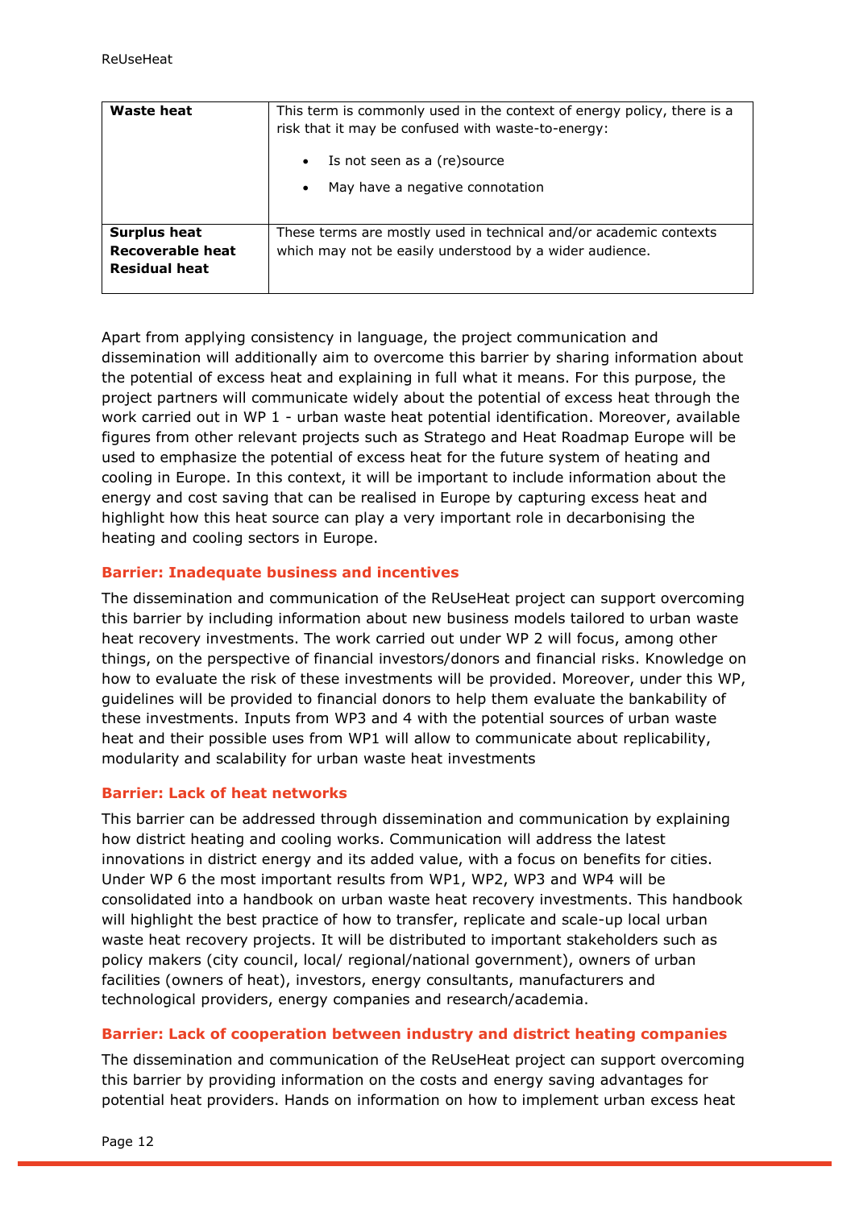| | |
|---|---|
| **Waste heat** | This term is commonly used in the context of energy policy, there is a risk that it may be confused with waste-to-energy:<br>• Is not seen as a (re)source<br>• May have a negative connotation |
| **Surplus heat**<br>**Recoverable heat**<br>**Residual heat** | These terms are mostly used in technical and/or academic contexts which may not be easily understood by a wider audience. |

Apart from applying consistency in language, the project communication and dissemination will additionally aim to overcome this barrier by sharing information about the potential of excess heat and explaining in full what it means. For this purpose, the project partners will communicate widely about the potential of excess heat through the work carried out in WP 1 - urban waste heat potential identification. Moreover, available figures from other relevant projects such as Stratego and Heat Roadmap Europe will be used to emphasize the potential of excess heat for the future system of heating and cooling in Europe. In this context, it will be important to include information about the energy and cost saving that can be realised in Europe by capturing excess heat and highlight how this heat source can play a very important role in decarbonising the heating and cooling sectors in Europe.

### Barrier: Inadequate business and incentives

The dissemination and communication of the ReUseHeat project can support overcoming this barrier by including information about new business models tailored to urban waste heat recovery investments. The work carried out under WP 2 will focus, among other things, on the perspective of financial investors/donors and financial risks. Knowledge on how to evaluate the risk of these investments will be provided. Moreover, under this WP, guidelines will be provided to financial donors to help them evaluate the bankability of these investments. Inputs from WP3 and 4 with the potential sources of urban waste heat and their possible uses from WP1 will allow to communicate about replicability, modularity and scalability for urban waste heat investments

### Barrier: Lack of heat networks

This barrier can be addressed through dissemination and communication by explaining how district heating and cooling works. Communication will address the latest innovations in district energy and its added value, with a focus on benefits for cities. Under WP 6 the most important results from WP1, WP2, WP3 and WP4 will be consolidated into a handbook on urban waste heat recovery investments. This handbook will highlight the best practice of how to transfer, replicate and scale-up local urban waste heat recovery projects. It will be distributed to important stakeholders such as policy makers (city council, local/ regional/national government), owners of urban facilities (owners of heat), investors, energy consultants, manufacturers and technological providers, energy companies and research/academia.

### Barrier: Lack of cooperation between industry and district heating companies

The dissemination and communication of the ReUseHeat project can support overcoming this barrier by providing information on the costs and energy saving advantages for potential heat providers. Hands on information on how to implement urban excess heat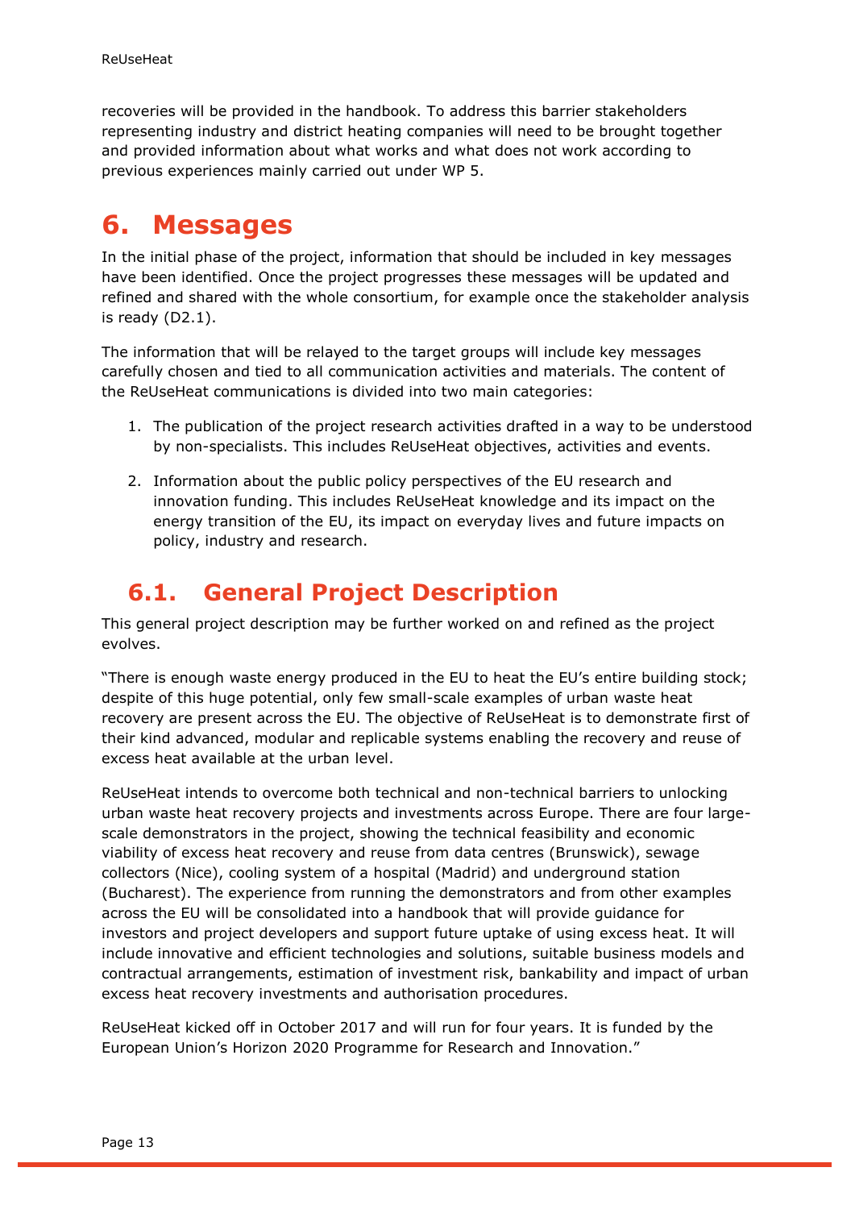recoveries will be provided in the handbook. To address this barrier stakeholders representing industry and district heating companies will need to be brought together and provided information about what works and what does not work according to previous experiences mainly carried out under WP 5.

# 6. Messages

In the initial phase of the project, information that should be included in key messages have been identified. Once the project progresses these messages will be updated and refined and shared with the whole consortium, for example once the stakeholder analysis is ready (D2.1).

The information that will be relayed to the target groups will include key messages carefully chosen and tied to all communication activities and materials. The content of the ReUseHeat communications is divided into two main categories:

1. The publication of the project research activities drafted in a way to be understood by non-specialists. This includes ReUseHeat objectives, activities and events.
2. Information about the public policy perspectives of the EU research and innovation funding. This includes ReUseHeat knowledge and its impact on the energy transition of the EU, its impact on everyday lives and future impacts on policy, industry and research.

## 6.1. General Project Description

This general project description may be further worked on and refined as the project evolves.

"There is enough waste energy produced in the EU to heat the EU's entire building stock; despite of this huge potential, only few small-scale examples of urban waste heat recovery are present across the EU. The objective of ReUseHeat is to demonstrate first of their kind advanced, modular and replicable systems enabling the recovery and reuse of excess heat available at the urban level.

ReUseHeat intends to overcome both technical and non-technical barriers to unlocking urban waste heat recovery projects and investments across Europe. There are four large-scale demonstrators in the project, showing the technical feasibility and economic viability of excess heat recovery and reuse from data centres (Brunswick), sewage collectors (Nice), cooling system of a hospital (Madrid) and underground station (Bucharest). The experience from running the demonstrators and from other examples across the EU will be consolidated into a handbook that will provide guidance for investors and project developers and support future uptake of using excess heat. It will include innovative and efficient technologies and solutions, suitable business models and contractual arrangements, estimation of investment risk, bankability and impact of urban excess heat recovery investments and authorisation procedures.

ReUseHeat kicked off in October 2017 and will run for four years. It is funded by the European Union's Horizon 2020 Programme for Research and Innovation."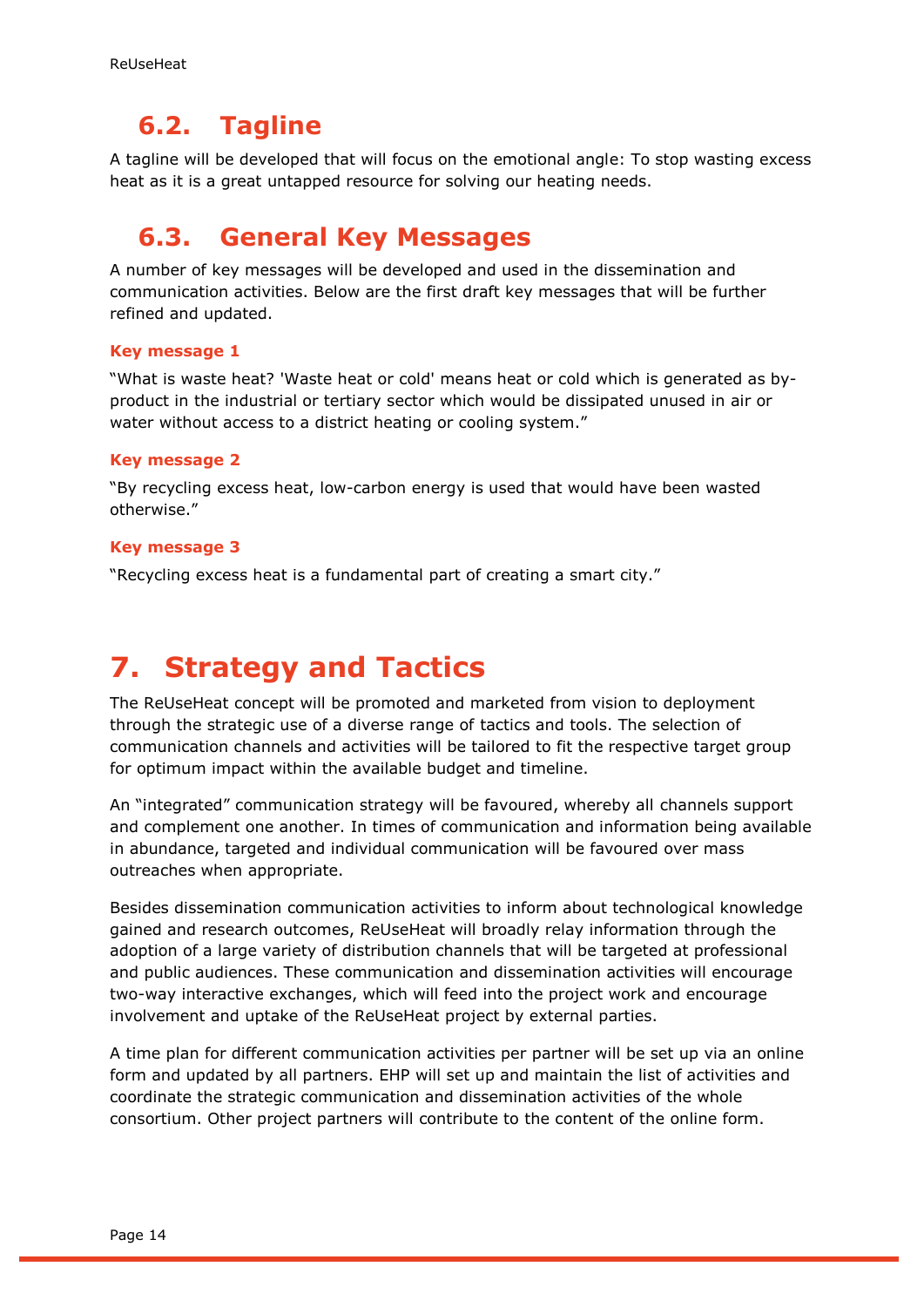## 6.2. Tagline

A tagline will be developed that will focus on the emotional angle: To stop wasting excess heat as it is a great untapped resource for solving our heating needs.

## 6.3. General Key Messages

A number of key messages will be developed and used in the dissemination and communication activities. Below are the first draft key messages that will be further refined and updated.

#### Key message 1

"What is waste heat? 'Waste heat or cold' means heat or cold which is generated as by-product in the industrial or tertiary sector which would be dissipated unused in air or water without access to a district heating or cooling system."

#### Key message 2

"By recycling excess heat, low-carbon energy is used that would have been wasted otherwise."

#### Key message 3

"Recycling excess heat is a fundamental part of creating a smart city."

# 7. Strategy and Tactics

The ReUseHeat concept will be promoted and marketed from vision to deployment through the strategic use of a diverse range of tactics and tools. The selection of communication channels and activities will be tailored to fit the respective target group for optimum impact within the available budget and timeline.

An "integrated" communication strategy will be favoured, whereby all channels support and complement one another. In times of communication and information being available in abundance, targeted and individual communication will be favoured over mass outreaches when appropriate.

Besides dissemination communication activities to inform about technological knowledge gained and research outcomes, ReUseHeat will broadly relay information through the adoption of a large variety of distribution channels that will be targeted at professional and public audiences. These communication and dissemination activities will encourage two-way interactive exchanges, which will feed into the project work and encourage involvement and uptake of the ReUseHeat project by external parties.

A time plan for different communication activities per partner will be set up via an online form and updated by all partners. EHP will set up and maintain the list of activities and coordinate the strategic communication and dissemination activities of the whole consortium. Other project partners will contribute to the content of the online form.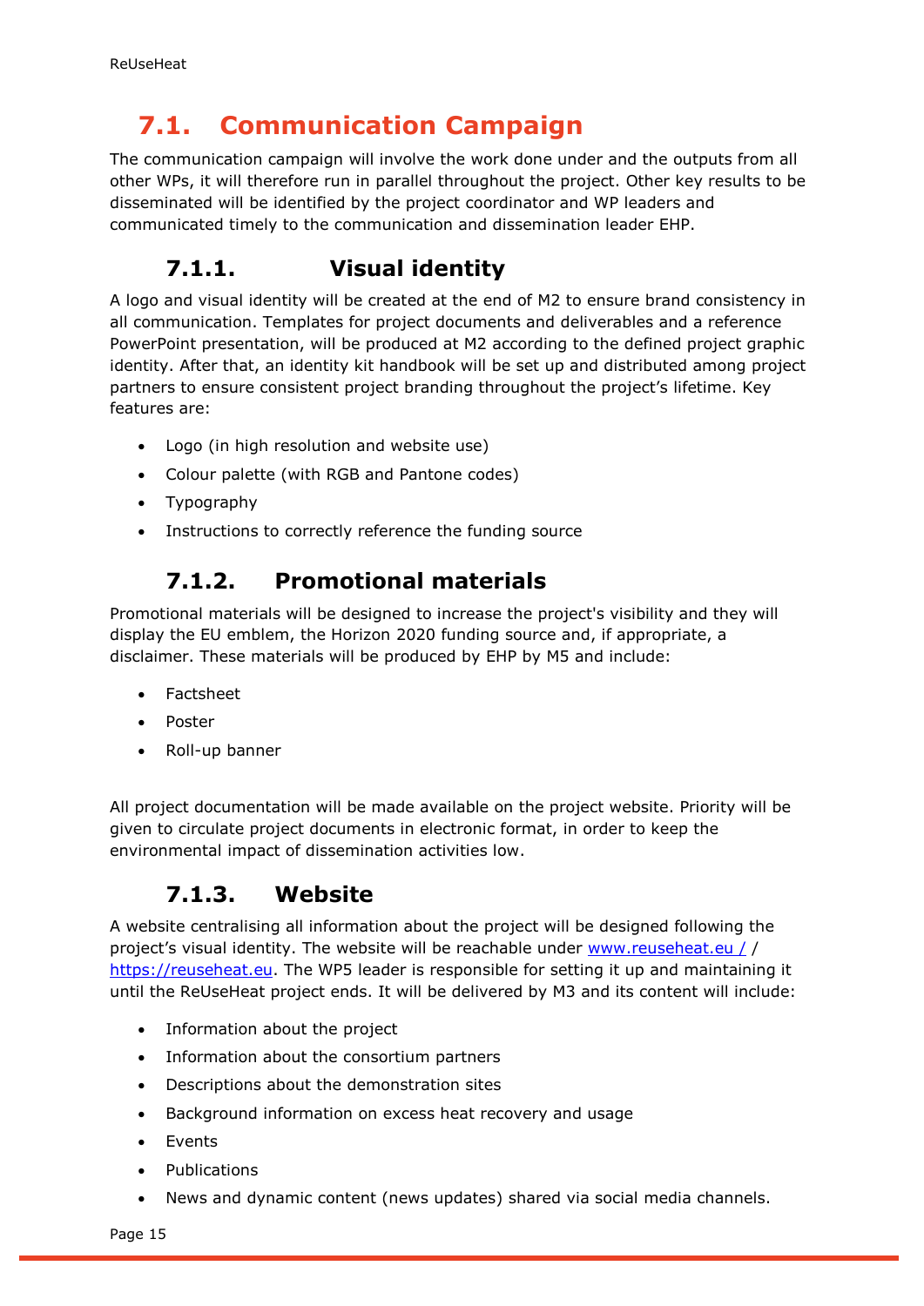## 7.1. Communication Campaign

The communication campaign will involve the work done under and the outputs from all other WPs, it will therefore run in parallel throughout the project. Other key results to be disseminated will be identified by the project coordinator and WP leaders and communicated timely to the communication and dissemination leader EHP.

### 7.1.1. Visual identity

A logo and visual identity will be created at the end of M2 to ensure brand consistency in all communication. Templates for project documents and deliverables and a reference PowerPoint presentation, will be produced at M2 according to the defined project graphic identity. After that, an identity kit handbook will be set up and distributed among project partners to ensure consistent project branding throughout the project's lifetime. Key features are:

- Logo (in high resolution and website use)
- Colour palette (with RGB and Pantone codes)
- Typography
- Instructions to correctly reference the funding source

### 7.1.2. Promotional materials

Promotional materials will be designed to increase the project's visibility and they will display the EU emblem, the Horizon 2020 funding source and, if appropriate, a disclaimer. These materials will be produced by EHP by M5 and include:

- Factsheet
- Poster
- Roll-up banner

All project documentation will be made available on the project website. Priority will be given to circulate project documents in electronic format, in order to keep the environmental impact of dissemination activities low.

### 7.1.3. Website

A website centralising all information about the project will be designed following the project's visual identity. The website will be reachable under www.reuseheat.eu / / https://reuseheat.eu. The WP5 leader is responsible for setting it up and maintaining it until the ReUseHeat project ends. It will be delivered by M3 and its content will include:

- Information about the project
- Information about the consortium partners
- Descriptions about the demonstration sites
- Background information on excess heat recovery and usage
- Events
- Publications
- News and dynamic content (news updates) shared via social media channels.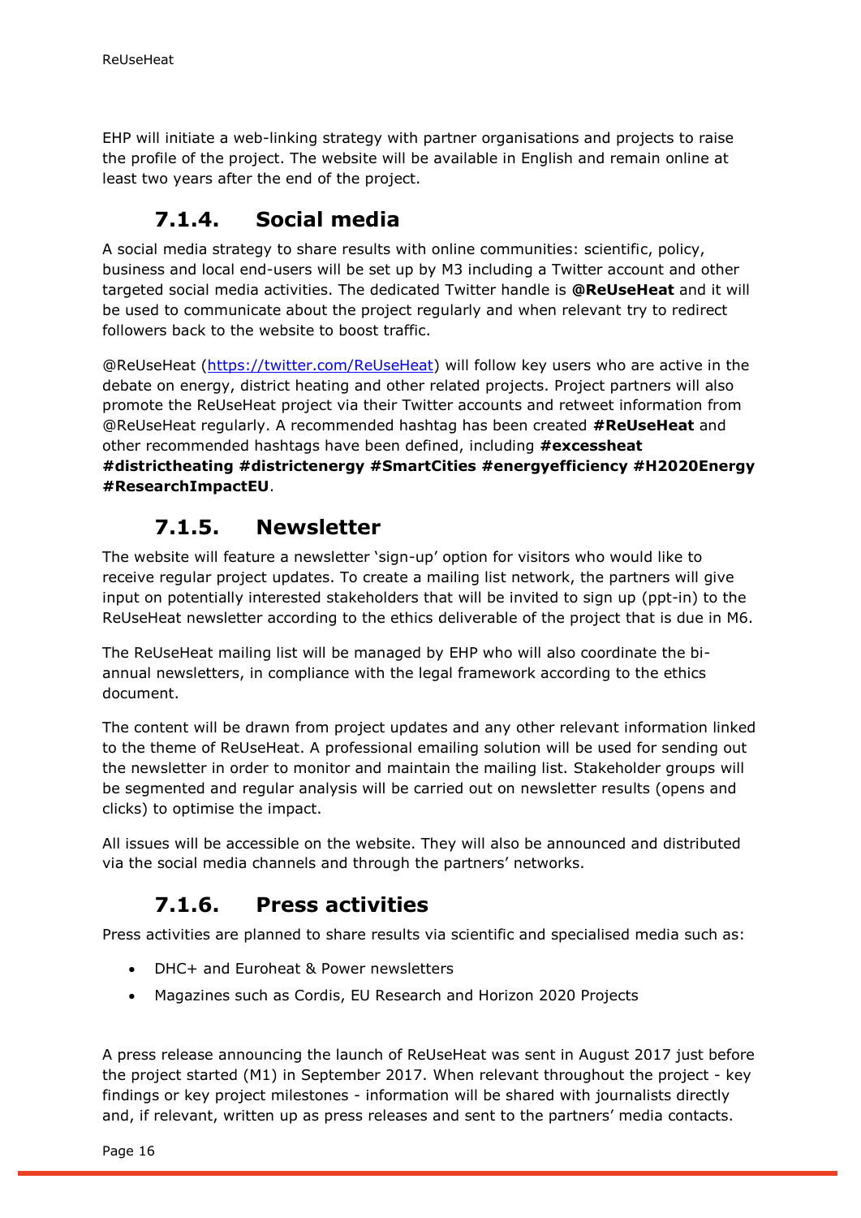EHP will initiate a web-linking strategy with partner organisations and projects to raise the profile of the project. The website will be available in English and remain online at least two years after the end of the project.

### 7.1.4. Social media

A social media strategy to share results with online communities: scientific, policy, business and local end-users will be set up by M3 including a Twitter account and other targeted social media activities. The dedicated Twitter handle is **@ReUseHeat** and it will be used to communicate about the project regularly and when relevant try to redirect followers back to the website to boost traffic.

@ReUseHeat (https://twitter.com/ReUseHeat) will follow key users who are active in the debate on energy, district heating and other related projects. Project partners will also promote the ReUseHeat project via their Twitter accounts and retweet information from @ReUseHeat regularly. A recommended hashtag has been created **#ReUseHeat** and other recommended hashtags have been defined, including **#excessheat #districtheating #districtenergy #SmartCities #energyefficiency #H2020Energy #ResearchImpactEU**.

### 7.1.5. Newsletter

The website will feature a newsletter 'sign-up' option for visitors who would like to receive regular project updates. To create a mailing list network, the partners will give input on potentially interested stakeholders that will be invited to sign up (ppt-in) to the ReUseHeat newsletter according to the ethics deliverable of the project that is due in M6.

The ReUseHeat mailing list will be managed by EHP who will also coordinate the bi-annual newsletters, in compliance with the legal framework according to the ethics document.

The content will be drawn from project updates and any other relevant information linked to the theme of ReUseHeat. A professional emailing solution will be used for sending out the newsletter in order to monitor and maintain the mailing list. Stakeholder groups will be segmented and regular analysis will be carried out on newsletter results (opens and clicks) to optimise the impact.

All issues will be accessible on the website. They will also be announced and distributed via the social media channels and through the partners' networks.

### 7.1.6. Press activities

Press activities are planned to share results via scientific and specialised media such as:

- DHC+ and Euroheat & Power newsletters
- Magazines such as Cordis, EU Research and Horizon 2020 Projects

A press release announcing the launch of ReUseHeat was sent in August 2017 just before the project started (M1) in September 2017. When relevant throughout the project - key findings or key project milestones - information will be shared with journalists directly and, if relevant, written up as press releases and sent to the partners' media contacts.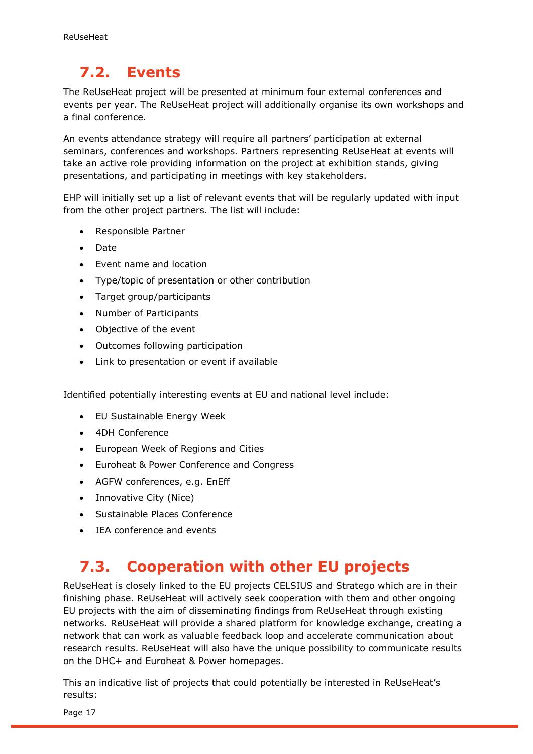## 7.2. Events

The ReUseHeat project will be presented at minimum four external conferences and events per year. The ReUseHeat project will additionally organise its own workshops and a final conference.

An events attendance strategy will require all partners' participation at external seminars, conferences and workshops. Partners representing ReUseHeat at events will take an active role providing information on the project at exhibition stands, giving presentations, and participating in meetings with key stakeholders.

EHP will initially set up a list of relevant events that will be regularly updated with input from the other project partners. The list will include:

- Responsible Partner
- Date
- Event name and location
- Type/topic of presentation or other contribution
- Target group/participants
- Number of Participants
- Objective of the event
- Outcomes following participation
- Link to presentation or event if available

Identified potentially interesting events at EU and national level include:

- EU Sustainable Energy Week
- 4DH Conference
- European Week of Regions and Cities
- Euroheat & Power Conference and Congress
- AGFW conferences, e.g. EnEff
- Innovative City (Nice)
- Sustainable Places Conference
- IEA conference and events

## 7.3. Cooperation with other EU projects

ReUseHeat is closely linked to the EU projects CELSIUS and Stratego which are in their finishing phase. ReUseHeat will actively seek cooperation with them and other ongoing EU projects with the aim of disseminating findings from ReUseHeat through existing networks. ReUseHeat will provide a shared platform for knowledge exchange, creating a network that can work as valuable feedback loop and accelerate communication about research results. ReUseHeat will also have the unique possibility to communicate results on the DHC+ and Euroheat & Power homepages.

This an indicative list of projects that could potentially be interested in ReUseHeat's results: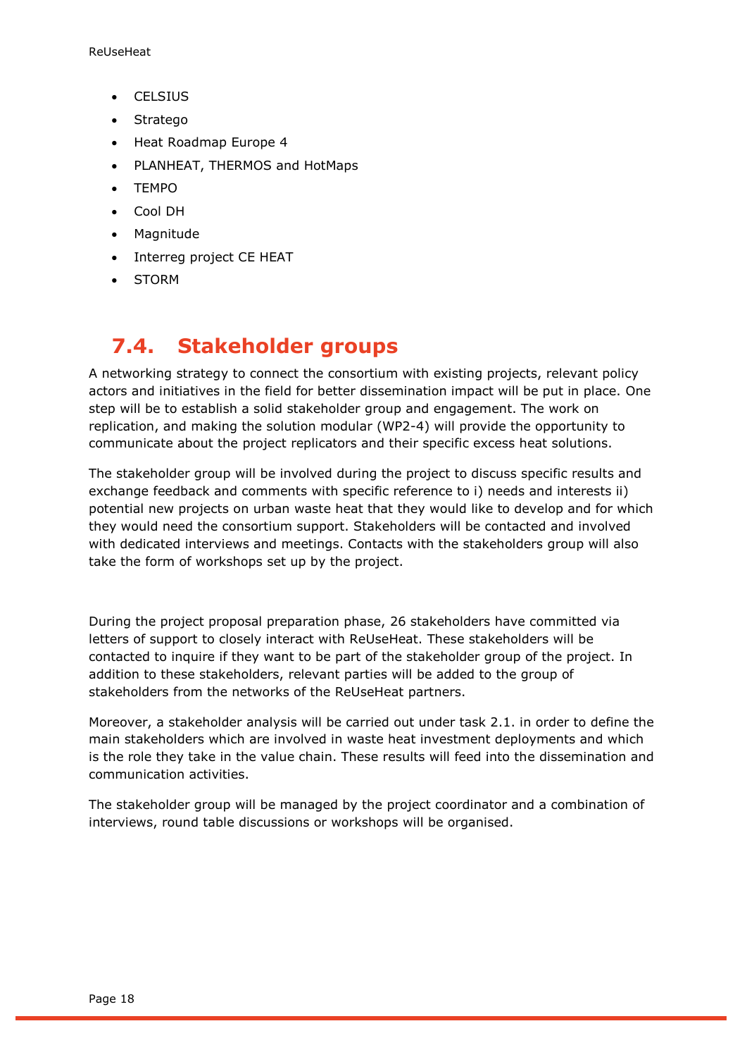- CELSIUS
- Stratego
- Heat Roadmap Europe 4
- PLANHEAT, THERMOS and HotMaps
- TEMPO
- Cool DH
- Magnitude
- Interreg project CE HEAT
- STORM

## 7.4. Stakeholder groups

A networking strategy to connect the consortium with existing projects, relevant policy actors and initiatives in the field for better dissemination impact will be put in place. One step will be to establish a solid stakeholder group and engagement. The work on replication, and making the solution modular (WP2-4) will provide the opportunity to communicate about the project replicators and their specific excess heat solutions.

The stakeholder group will be involved during the project to discuss specific results and exchange feedback and comments with specific reference to i) needs and interests ii) potential new projects on urban waste heat that they would like to develop and for which they would need the consortium support. Stakeholders will be contacted and involved with dedicated interviews and meetings. Contacts with the stakeholders group will also take the form of workshops set up by the project.

During the project proposal preparation phase, 26 stakeholders have committed via letters of support to closely interact with ReUseHeat. These stakeholders will be contacted to inquire if they want to be part of the stakeholder group of the project. In addition to these stakeholders, relevant parties will be added to the group of stakeholders from the networks of the ReUseHeat partners.

Moreover, a stakeholder analysis will be carried out under task 2.1. in order to define the main stakeholders which are involved in waste heat investment deployments and which is the role they take in the value chain. These results will feed into the dissemination and communication activities.

The stakeholder group will be managed by the project coordinator and a combination of interviews, round table discussions or workshops will be organised.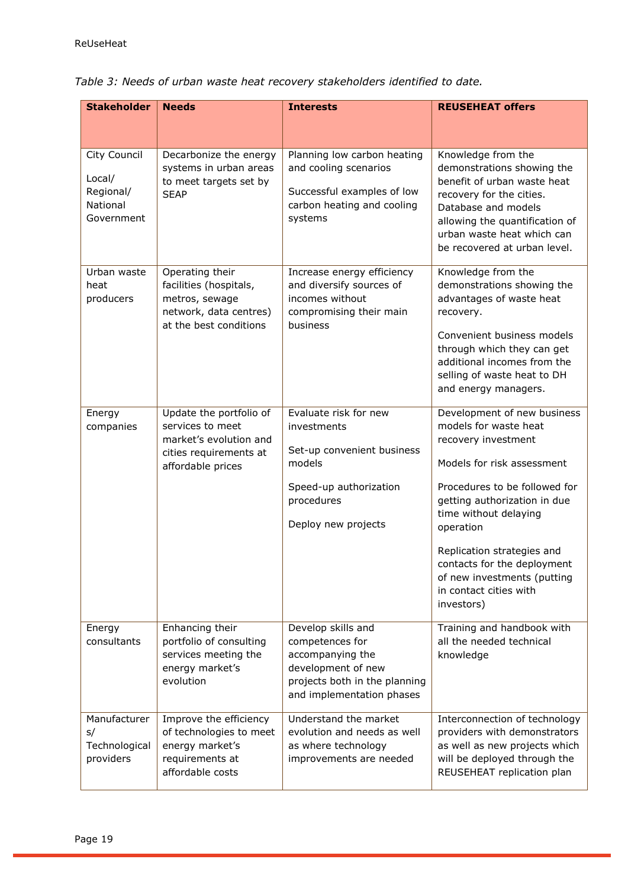*Table 3: Needs of urban waste heat recovery stakeholders identified to date.*

| Stakeholder | Needs | Interests | REUSEHEAT offers |
|---|---|---|---|
| City Council<br><br>Local/ Regional/ National Government | Decarbonize the energy systems in urban areas to meet targets set by SEAP | Planning low carbon heating and cooling scenarios<br><br>Successful examples of low carbon heating and cooling systems | Knowledge from the demonstrations showing the benefit of urban waste heat recovery for the cities. Database and models allowing the quantification of urban waste heat which can be recovered at urban level. |
| Urban waste heat producers | Operating their facilities (hospitals, metros, sewage network, data centres) at the best conditions | Increase energy efficiency and diversify sources of incomes without compromising their main business | Knowledge from the demonstrations showing the advantages of waste heat recovery.<br><br>Convenient business models through which they can get additional incomes from the selling of waste heat to DH and energy managers. |
| Energy companies | Update the portfolio of services to meet market's evolution and cities requirements at affordable prices | Evaluate risk for new investments<br><br>Set-up convenient business models<br><br>Speed-up authorization procedures<br><br>Deploy new projects | Development of new business models for waste heat recovery investment<br><br>Models for risk assessment<br><br>Procedures to be followed for getting authorization in due time without delaying operation<br><br>Replication strategies and contacts for the deployment of new investments (putting in contact cities with investors) |
| Energy consultants | Enhancing their portfolio of consulting services meeting the energy market's evolution | Develop skills and competences for accompanying the development of new projects both in the planning and implementation phases | Training and handbook with all the needed technical knowledge |
| Manufacturers/ Technological providers | Improve the efficiency of technologies to meet energy market's requirements at affordable costs | Understand the market evolution and needs as well as where technology improvements are needed | Interconnection of technology providers with demonstrators as well as new projects which will be deployed through the REUSEHEAT replication plan |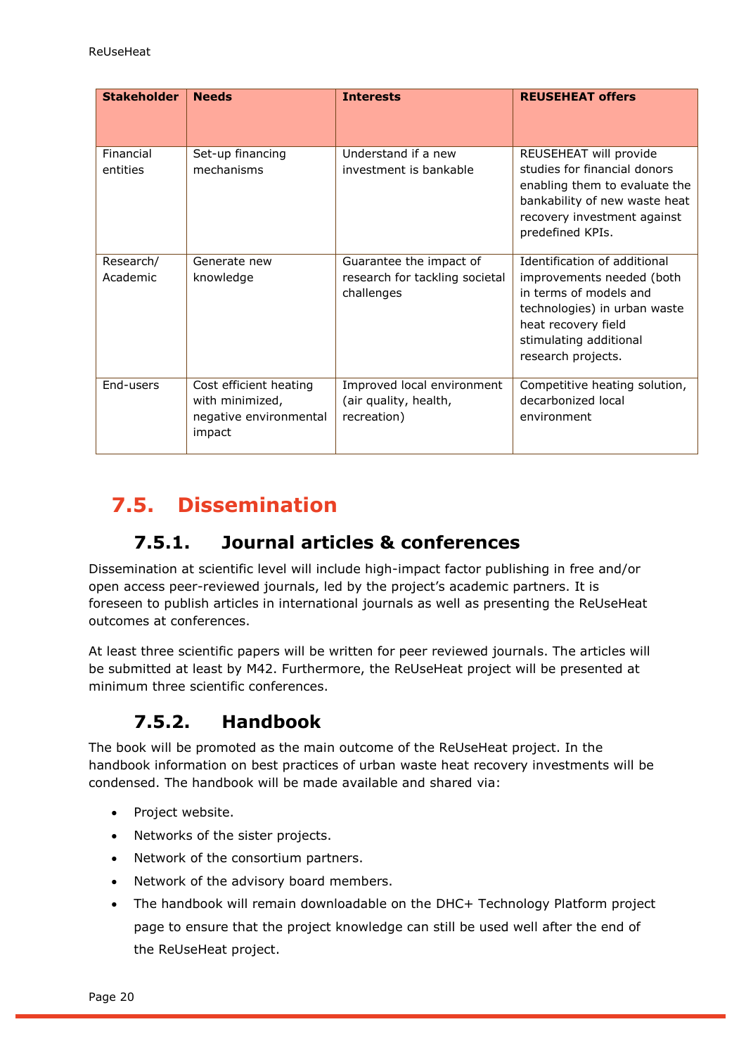| Stakeholder | Needs | Interests | REUSEHEAT offers |
|---|---|---|---|
| Financial entities | Set-up financing mechanisms | Understand if a new investment is bankable | REUSEHEAT will provide studies for financial donors enabling them to evaluate the bankability of new waste heat recovery investment against predefined KPIs. |
| Research/ Academic | Generate new knowledge | Guarantee the impact of research for tackling societal challenges | Identification of additional improvements needed (both in terms of models and technologies) in urban waste heat recovery field stimulating additional research projects. |
| End-users | Cost efficient heating with minimized, negative environmental impact | Improved local environment (air quality, health, recreation) | Competitive heating solution, decarbonized local environment |

## 7.5. Dissemination

### 7.5.1. Journal articles & conferences

Dissemination at scientific level will include high-impact factor publishing in free and/or open access peer-reviewed journals, led by the project's academic partners. It is foreseen to publish articles in international journals as well as presenting the ReUseHeat outcomes at conferences.

At least three scientific papers will be written for peer reviewed journals. The articles will be submitted at least by M42. Furthermore, the ReUseHeat project will be presented at minimum three scientific conferences.

### 7.5.2. Handbook

The book will be promoted as the main outcome of the ReUseHeat project. In the handbook information on best practices of urban waste heat recovery investments will be condensed. The handbook will be made available and shared via:

- Project website.
- Networks of the sister projects.
- Network of the consortium partners.
- Network of the advisory board members.
- The handbook will remain downloadable on the DHC+ Technology Platform project page to ensure that the project knowledge can still be used well after the end of the ReUseHeat project.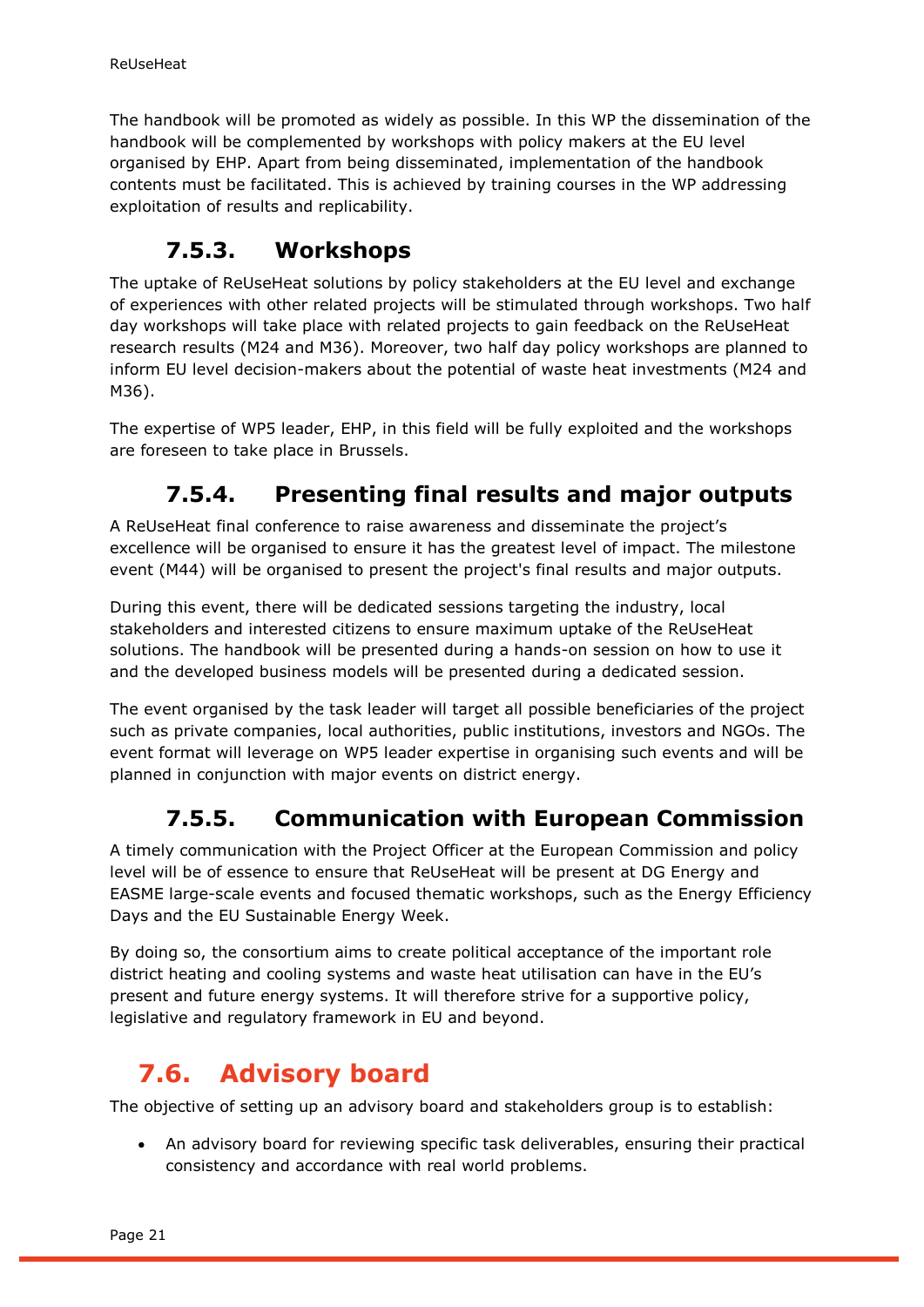The handbook will be promoted as widely as possible. In this WP the dissemination of the handbook will be complemented by workshops with policy makers at the EU level organised by EHP. Apart from being disseminated, implementation of the handbook contents must be facilitated. This is achieved by training courses in the WP addressing exploitation of results and replicability.

### 7.5.3. Workshops

The uptake of ReUseHeat solutions by policy stakeholders at the EU level and exchange of experiences with other related projects will be stimulated through workshops. Two half day workshops will take place with related projects to gain feedback on the ReUseHeat research results (M24 and M36). Moreover, two half day policy workshops are planned to inform EU level decision-makers about the potential of waste heat investments (M24 and M36).

The expertise of WP5 leader, EHP, in this field will be fully exploited and the workshops are foreseen to take place in Brussels.

### 7.5.4. Presenting final results and major outputs

A ReUseHeat final conference to raise awareness and disseminate the project's excellence will be organised to ensure it has the greatest level of impact. The milestone event (M44) will be organised to present the project's final results and major outputs.

During this event, there will be dedicated sessions targeting the industry, local stakeholders and interested citizens to ensure maximum uptake of the ReUseHeat solutions. The handbook will be presented during a hands-on session on how to use it and the developed business models will be presented during a dedicated session.

The event organised by the task leader will target all possible beneficiaries of the project such as private companies, local authorities, public institutions, investors and NGOs. The event format will leverage on WP5 leader expertise in organising such events and will be planned in conjunction with major events on district energy.

### 7.5.5. Communication with European Commission

A timely communication with the Project Officer at the European Commission and policy level will be of essence to ensure that ReUseHeat will be present at DG Energy and EASME large-scale events and focused thematic workshops, such as the Energy Efficiency Days and the EU Sustainable Energy Week.

By doing so, the consortium aims to create political acceptance of the important role district heating and cooling systems and waste heat utilisation can have in the EU's present and future energy systems. It will therefore strive for a supportive policy, legislative and regulatory framework in EU and beyond.

## 7.6. Advisory board

The objective of setting up an advisory board and stakeholders group is to establish:

- An advisory board for reviewing specific task deliverables, ensuring their practical consistency and accordance with real world problems.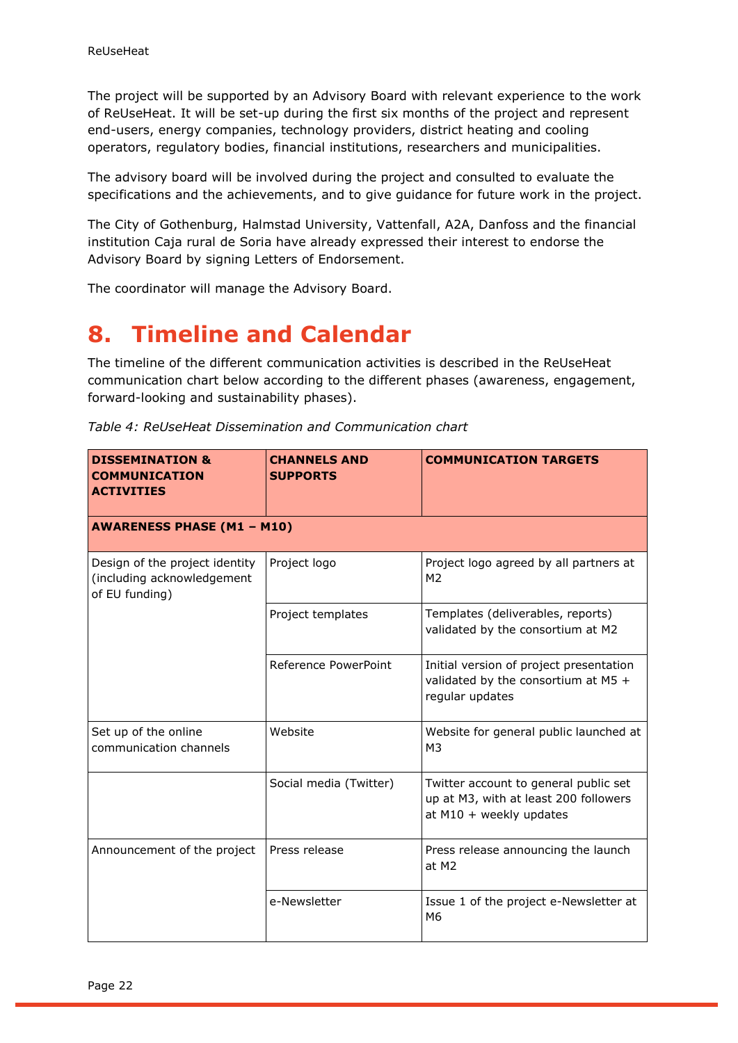The project will be supported by an Advisory Board with relevant experience to the work of ReUseHeat. It will be set-up during the first six months of the project and represent end-users, energy companies, technology providers, district heating and cooling operators, regulatory bodies, financial institutions, researchers and municipalities.

The advisory board will be involved during the project and consulted to evaluate the specifications and the achievements, and to give guidance for future work in the project.

The City of Gothenburg, Halmstad University, Vattenfall, A2A, Danfoss and the financial institution Caja rural de Soria have already expressed their interest to endorse the Advisory Board by signing Letters of Endorsement.

The coordinator will manage the Advisory Board.

# 8. Timeline and Calendar

The timeline of the different communication activities is described in the ReUseHeat communication chart below according to the different phases (awareness, engagement, forward-looking and sustainability phases).

*Table 4: ReUseHeat Dissemination and Communication chart*

| **DISSEMINATION & COMMUNICATION ACTIVITIES** | **CHANNELS AND SUPPORTS** | **COMMUNICATION TARGETS** |
|---|---|---|
| **AWARENESS PHASE (M1 – M10)** | | |
| Design of the project identity (including acknowledgement of EU funding) | Project logo | Project logo agreed by all partners at M2 |
| | Project templates | Templates (deliverables, reports) validated by the consortium at M2 |
| | Reference PowerPoint | Initial version of project presentation validated by the consortium at M5 + regular updates |
| Set up of the online communication channels | Website | Website for general public launched at M3 |
| | Social media (Twitter) | Twitter account to general public set up at M3, with at least 200 followers at M10 + weekly updates |
| Announcement of the project | Press release | Press release announcing the launch at M2 |
| | e-Newsletter | Issue 1 of the project e-Newsletter at M6 |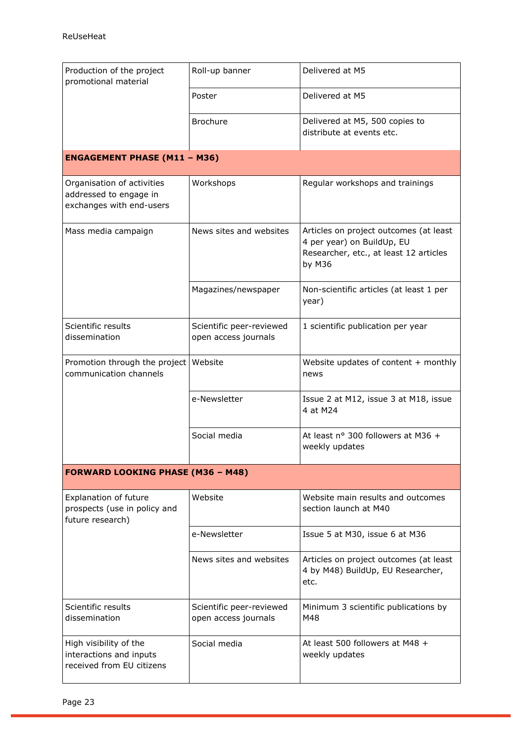| | | |
|---|---|---|
| Production of the project promotional material | Roll-up banner | Delivered at M5 |
| | Poster | Delivered at M5 |
| | Brochure | Delivered at M5, 500 copies to distribute at events etc. |
| **ENGAGEMENT PHASE (M11 – M36)** | | |
| Organisation of activities addressed to engage in exchanges with end-users | Workshops | Regular workshops and trainings |
| Mass media campaign | News sites and websites | Articles on project outcomes (at least 4 per year) on BuildUp, EU Researcher, etc., at least 12 articles by M36 |
| | Magazines/newspaper | Non-scientific articles (at least 1 per year) |
| Scientific results dissemination | Scientific peer-reviewed open access journals | 1 scientific publication per year |
| Promotion through the project communication channels | Website | Website updates of content + monthly news |
| | e-Newsletter | Issue 2 at M12, issue 3 at M18, issue 4 at M24 |
| | Social media | At least n° 300 followers at M36 + weekly updates |
| **FORWARD LOOKING PHASE (M36 – M48)** | | |
| Explanation of future prospects (use in policy and future research) | Website | Website main results and outcomes section launch at M40 |
| | e-Newsletter | Issue 5 at M30, issue 6 at M36 |
| | News sites and websites | Articles on project outcomes (at least 4 by M48) BuildUp, EU Researcher, etc. |
| Scientific results dissemination | Scientific peer-reviewed open access journals | Minimum 3 scientific publications by M48 |
| High visibility of the interactions and inputs received from EU citizens | Social media | At least 500 followers at M48 + weekly updates |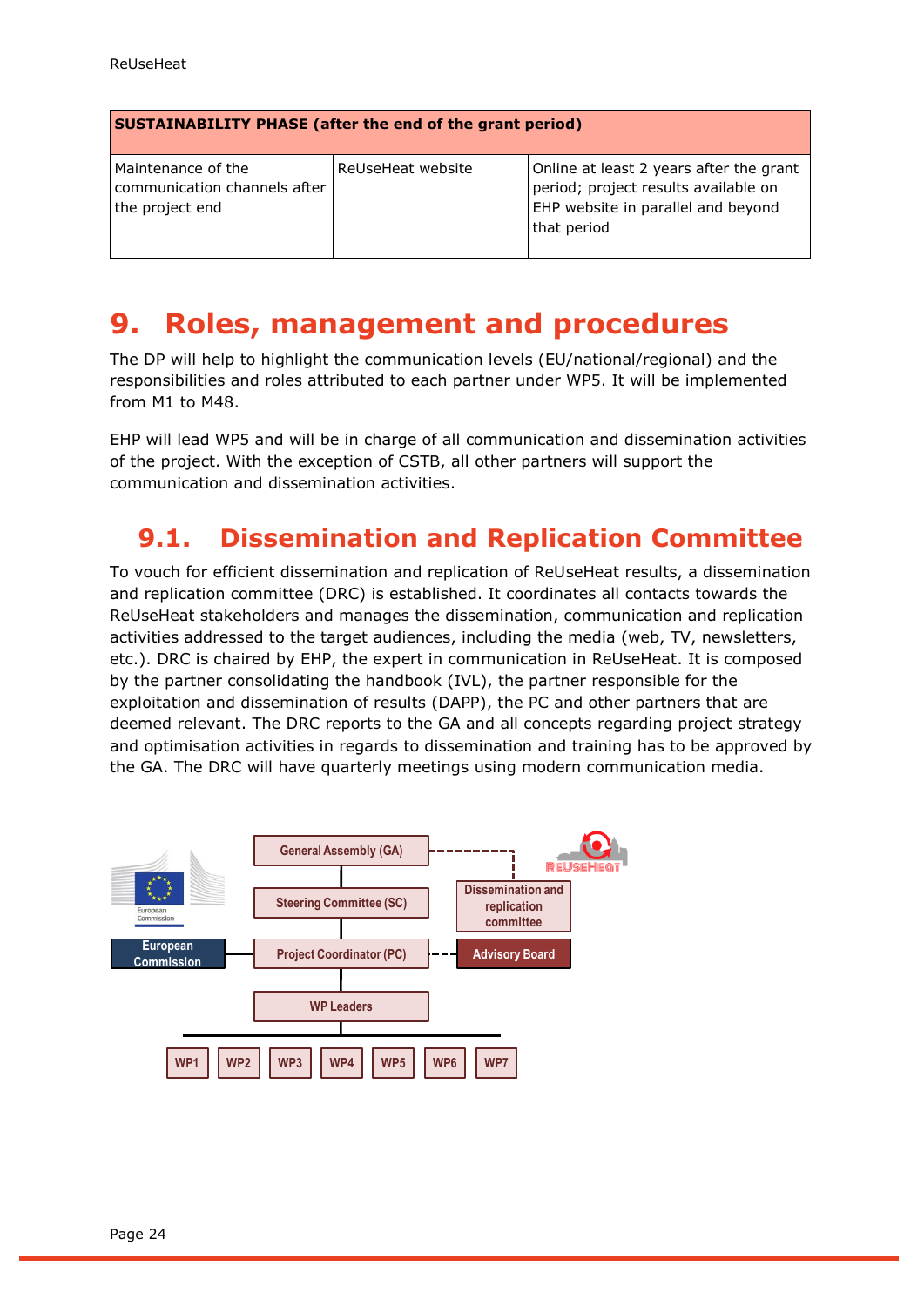| SUSTAINABILITY PHASE (after the end of the grant period) | | |
|---|---|---|
| Maintenance of the communication channels after the project end | ReUseHeat website | Online at least 2 years after the grant period; project results available on EHP website in parallel and beyond that period |

# 9. Roles, management and procedures

The DP will help to highlight the communication levels (EU/national/regional) and the responsibilities and roles attributed to each partner under WP5. It will be implemented from M1 to M48.

EHP will lead WP5 and will be in charge of all communication and dissemination activities of the project. With the exception of CSTB, all other partners will support the communication and dissemination activities.

## 9.1. Dissemination and Replication Committee

To vouch for efficient dissemination and replication of ReUseHeat results, a dissemination and replication committee (DRC) is established. It coordinates all contacts towards the ReUseHeat stakeholders and manages the dissemination, communication and replication activities addressed to the target audiences, including the media (web, TV, newsletters, etc.). DRC is chaired by EHP, the expert in communication in ReUseHeat. It is composed by the partner consolidating the handbook (IVL), the partner responsible for the exploitation and dissemination of results (DAPP), the PC and other partners that are deemed relevant. The DRC reports to the GA and all concepts regarding project strategy and optimisation activities in regards to dissemination and training has to be approved by the GA. The DRC will have quarterly meetings using modern communication media.

General Assembly (GA)

Steering Committee (SC)

Project Coordinator (PC)

WP Leaders

WP1 WP2 WP3 WP4 WP5 WP6 WP7

European Commission

Dissemination and replication committee

Advisory Board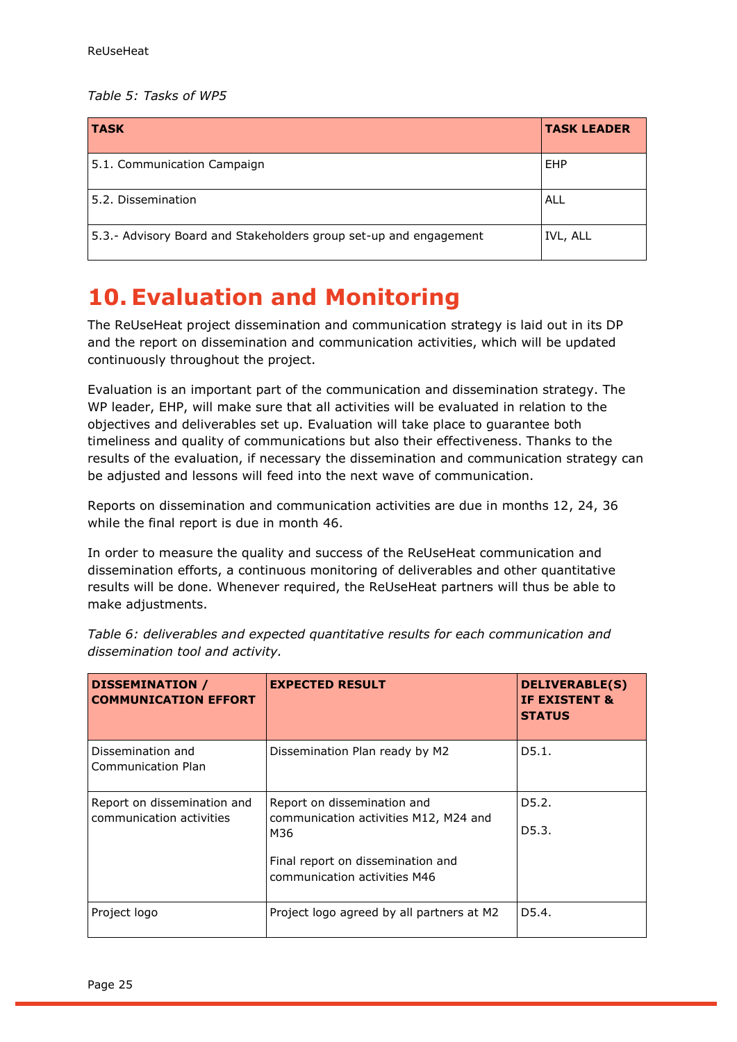*Table 5: Tasks of WP5*

| TASK | TASK LEADER |
|---|---|
| 5.1. Communication Campaign | EHP |
| 5.2. Dissemination | ALL |
| 5.3.- Advisory Board and Stakeholders group set-up and engagement | IVL, ALL |

# 10. Evaluation and Monitoring

The ReUseHeat project dissemination and communication strategy is laid out in its DP and the report on dissemination and communication activities, which will be updated continuously throughout the project.

Evaluation is an important part of the communication and dissemination strategy. The WP leader, EHP, will make sure that all activities will be evaluated in relation to the objectives and deliverables set up. Evaluation will take place to guarantee both timeliness and quality of communications but also their effectiveness. Thanks to the results of the evaluation, if necessary the dissemination and communication strategy can be adjusted and lessons will feed into the next wave of communication.

Reports on dissemination and communication activities are due in months 12, 24, 36 while the final report is due in month 46.

In order to measure the quality and success of the ReUseHeat communication and dissemination efforts, a continuous monitoring of deliverables and other quantitative results will be done. Whenever required, the ReUseHeat partners will thus be able to make adjustments.

*Table 6: deliverables and expected quantitative results for each communication and dissemination tool and activity.*

| DISSEMINATION / COMMUNICATION EFFORT | EXPECTED RESULT | DELIVERABLE(S) IF EXISTENT & STATUS |
|---|---|---|
| Dissemination and Communication Plan | Dissemination Plan ready by M2 | D5.1. |
| Report on dissemination and communication activities | Report on dissemination and communication activities M12, M24 and M36<br><br>Final report on dissemination and communication activities M46 | D5.2.<br><br>D5.3. |
| Project logo | Project logo agreed by all partners at M2 | D5.4. |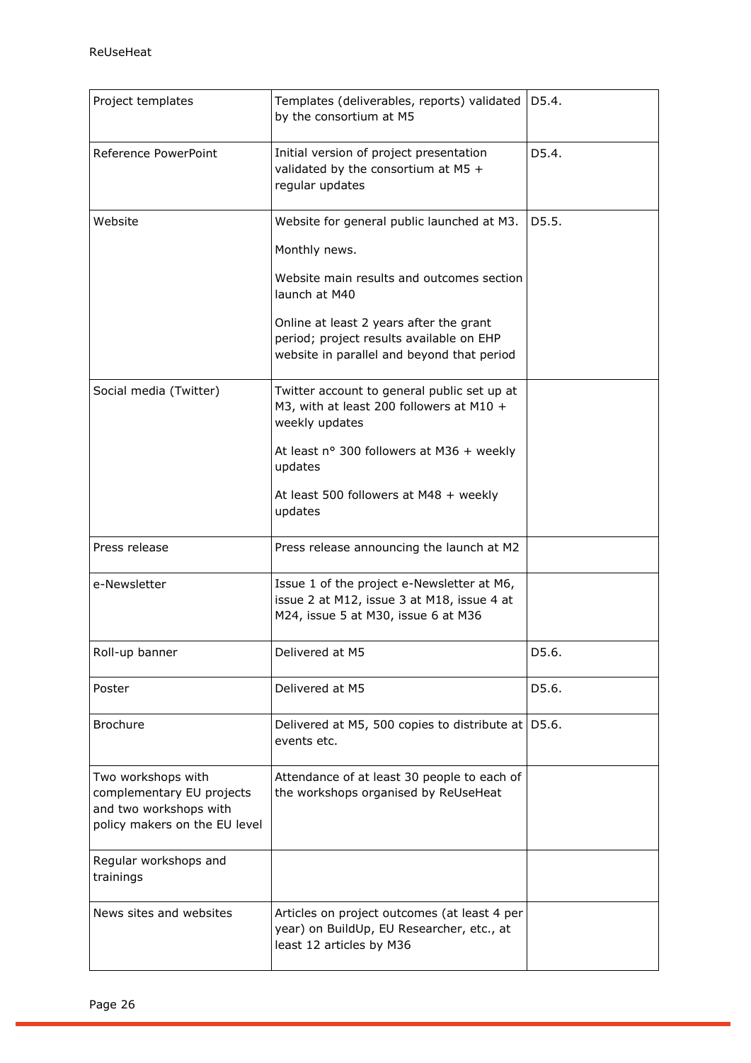| Project templates | Templates (deliverables, reports) validated by the consortium at M5 | D5.4. |
|---|---|---|
| Reference PowerPoint | Initial version of project presentation validated by the consortium at M5 + regular updates | D5.4. |
| Website | Website for general public launched at M3.<br><br>Monthly news.<br><br>Website main results and outcomes section launch at M40<br><br>Online at least 2 years after the grant period; project results available on EHP website in parallel and beyond that period | D5.5. |
| Social media (Twitter) | Twitter account to general public set up at M3, with at least 200 followers at M10 + weekly updates<br><br>At least n° 300 followers at M36 + weekly updates<br><br>At least 500 followers at M48 + weekly updates | |
| Press release | Press release announcing the launch at M2 | |
| e-Newsletter | Issue 1 of the project e-Newsletter at M6, issue 2 at M12, issue 3 at M18, issue 4 at M24, issue 5 at M30, issue 6 at M36 | |
| Roll-up banner | Delivered at M5 | D5.6. |
| Poster | Delivered at M5 | D5.6. |
| Brochure | Delivered at M5, 500 copies to distribute at events etc. | D5.6. |
| Two workshops with complementary EU projects and two workshops with policy makers on the EU level | Attendance of at least 30 people to each of the workshops organised by ReUseHeat | |
| Regular workshops and trainings | | |
| News sites and websites | Articles on project outcomes (at least 4 per year) on BuildUp, EU Researcher, etc., at least 12 articles by M36 | |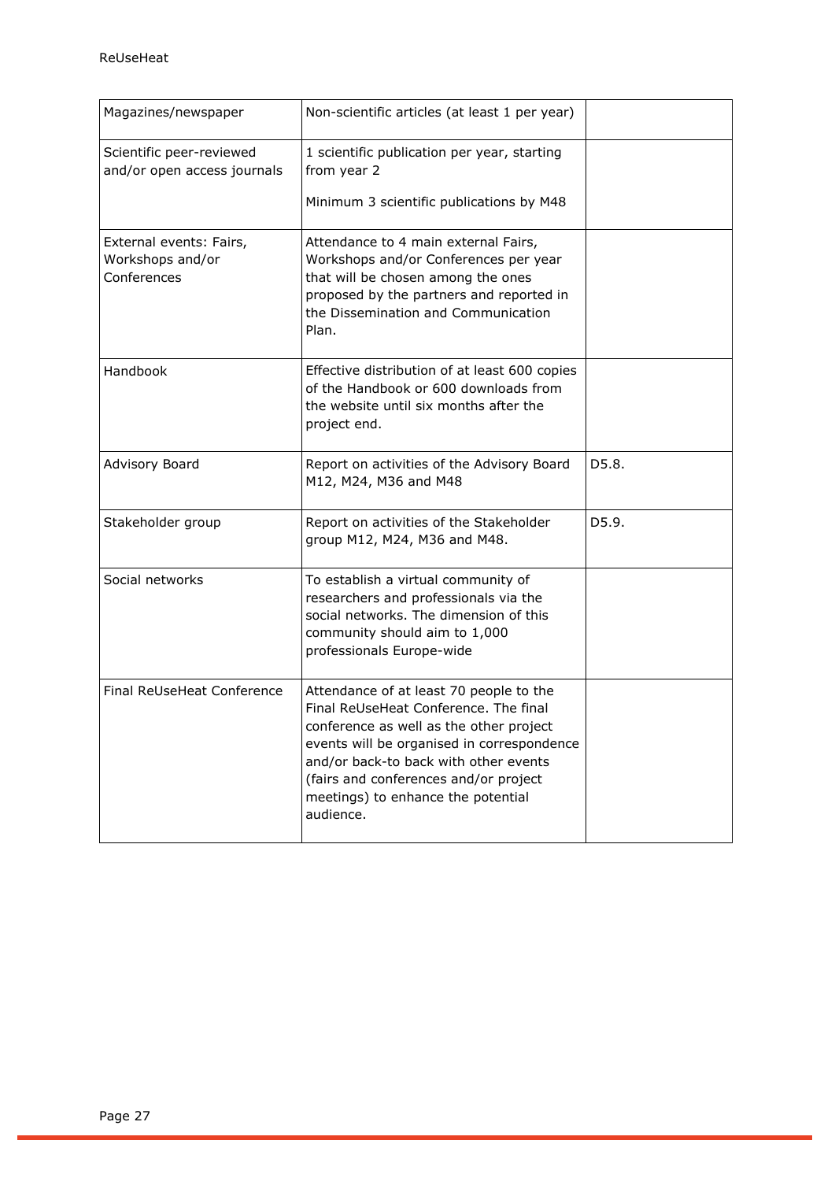| | | |
|---|---|---|
| Magazines/newspaper | Non-scientific articles (at least 1 per year) | |
| Scientific peer-reviewed and/or open access journals | 1 scientific publication per year, starting from year 2<br><br>Minimum 3 scientific publications by M48 | |
| External events: Fairs, Workshops and/or Conferences | Attendance to 4 main external Fairs, Workshops and/or Conferences per year that will be chosen among the ones proposed by the partners and reported in the Dissemination and Communication Plan. | |
| Handbook | Effective distribution of at least 600 copies of the Handbook or 600 downloads from the website until six months after the project end. | |
| Advisory Board | Report on activities of the Advisory Board M12, M24, M36 and M48 | D5.8. |
| Stakeholder group | Report on activities of the Stakeholder group M12, M24, M36 and M48. | D5.9. |
| Social networks | To establish a virtual community of researchers and professionals via the social networks. The dimension of this community should aim to 1,000 professionals Europe-wide | |
| Final ReUseHeat Conference | Attendance of at least 70 people to the Final ReUseHeat Conference. The final conference as well as the other project events will be organised in correspondence and/or back-to back with other events (fairs and conferences and/or project meetings) to enhance the potential audience. | |